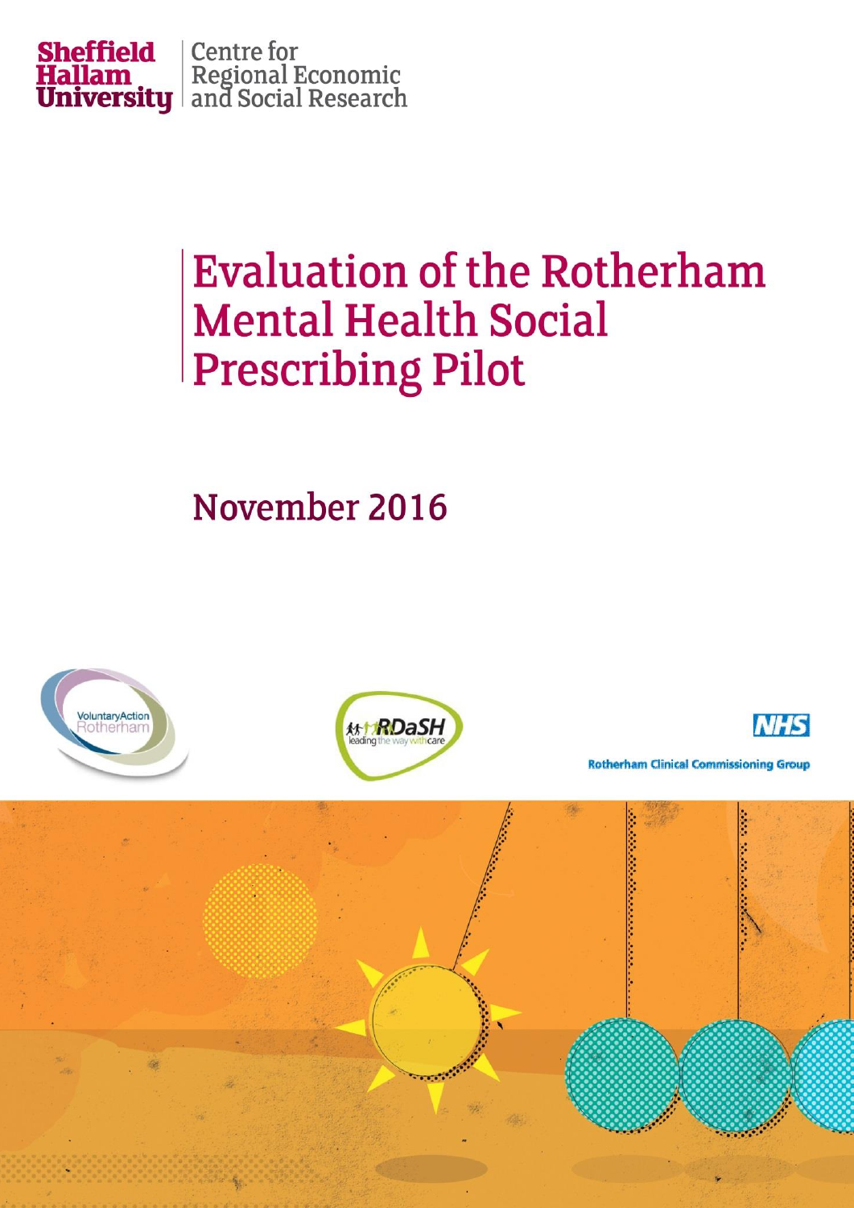Sheffield Hallam University | Centre for Regional Economic and Social Research

# Evaluation of the Rotherham Mental Health Social Prescribing Pilot

## November 2016

Voluntary Action Rotherham

RDaSH leading the way with care

NHS Rotherham Clinical Commissioning Group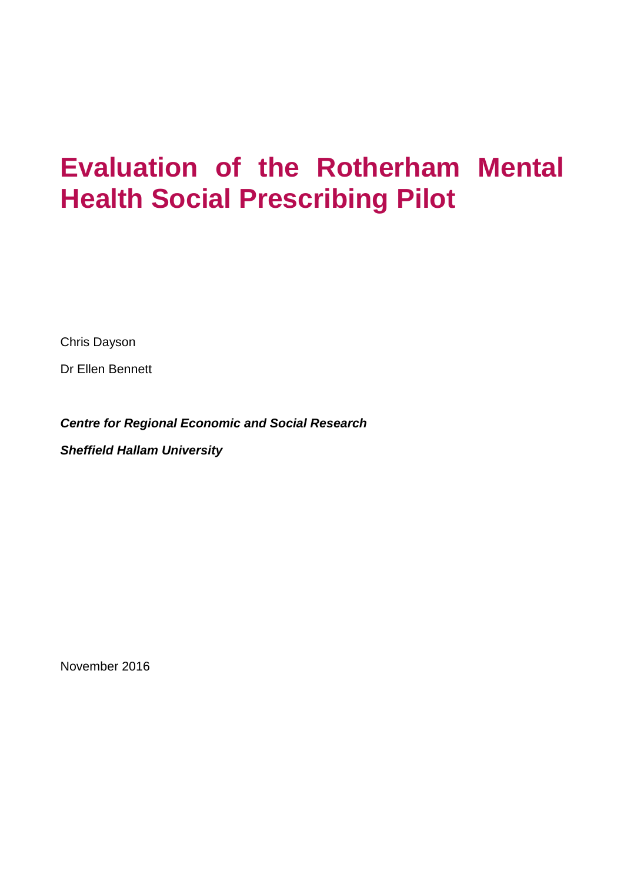# Evaluation of the Rotherham Mental Health Social Prescribing Pilot

Chris Dayson

Dr Ellen Bennett

***Centre for Regional Economic and Social Research***

***Sheffield Hallam University***

November 2016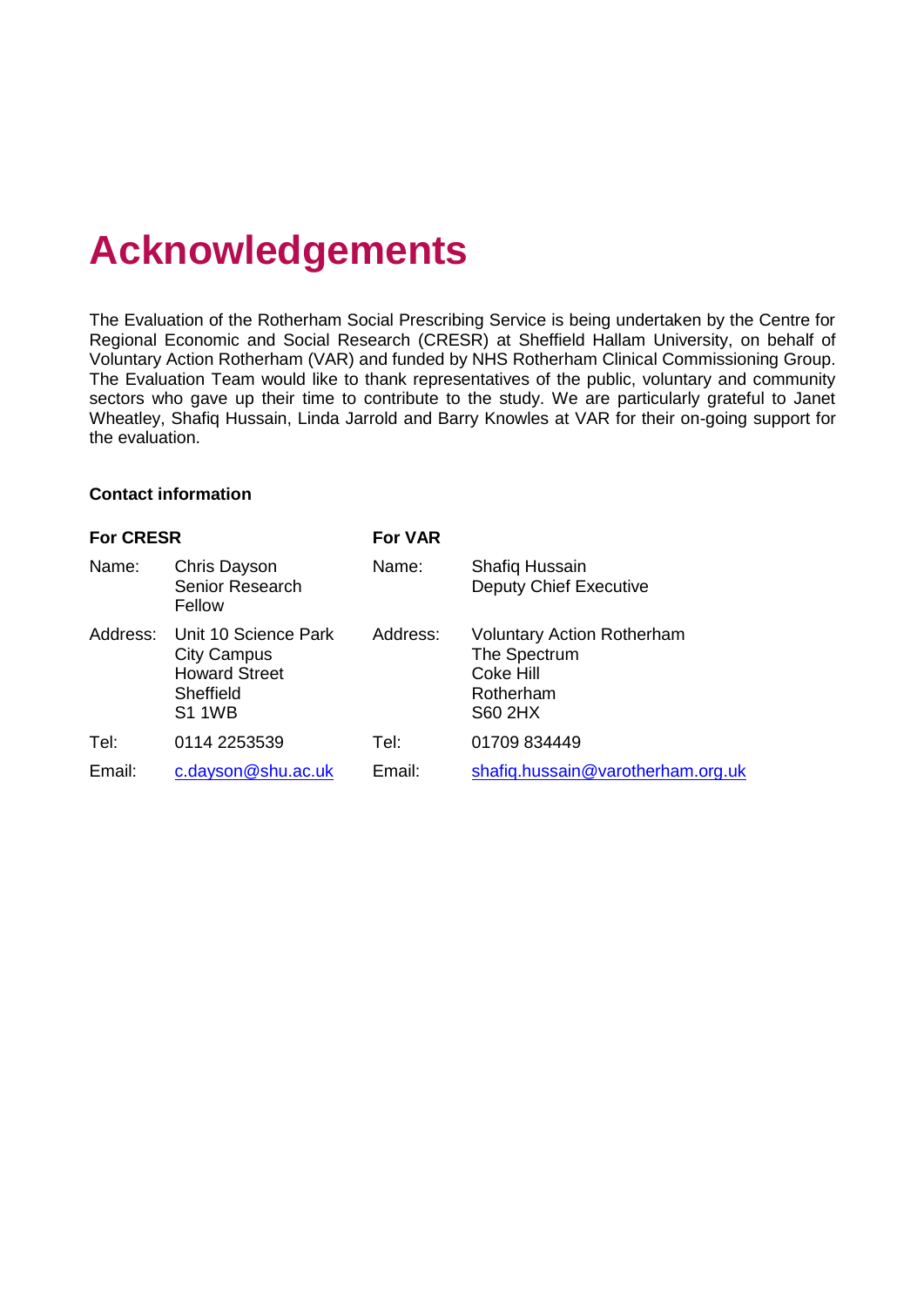# Acknowledgements

The Evaluation of the Rotherham Social Prescribing Service is being undertaken by the Centre for Regional Economic and Social Research (CRESR) at Sheffield Hallam University, on behalf of Voluntary Action Rotherham (VAR) and funded by NHS Rotherham Clinical Commissioning Group. The Evaluation Team would like to thank representatives of the public, voluntary and community sectors who gave up their time to contribute to the study. We are particularly grateful to Janet Wheatley, Shafiq Hussain, Linda Jarrold and Barry Knowles at VAR for their on-going support for the evaluation.

**Contact information**

| **For CRESR** | | **For VAR** | |
|---|---|---|---|
| Name: | Chris Dayson<br>Senior Research Fellow | Name: | Shafiq Hussain<br>Deputy Chief Executive |
| Address: | Unit 10 Science Park<br>City Campus<br>Howard Street<br>Sheffield<br>S1 1WB | Address: | Voluntary Action Rotherham<br>The Spectrum<br>Coke Hill<br>Rotherham<br>S60 2HX |
| Tel: | 0114 2253539 | Tel: | 01709 834449 |
| Email: | c.dayson@shu.ac.uk | Email: | shafiq.hussain@varotherham.org.uk |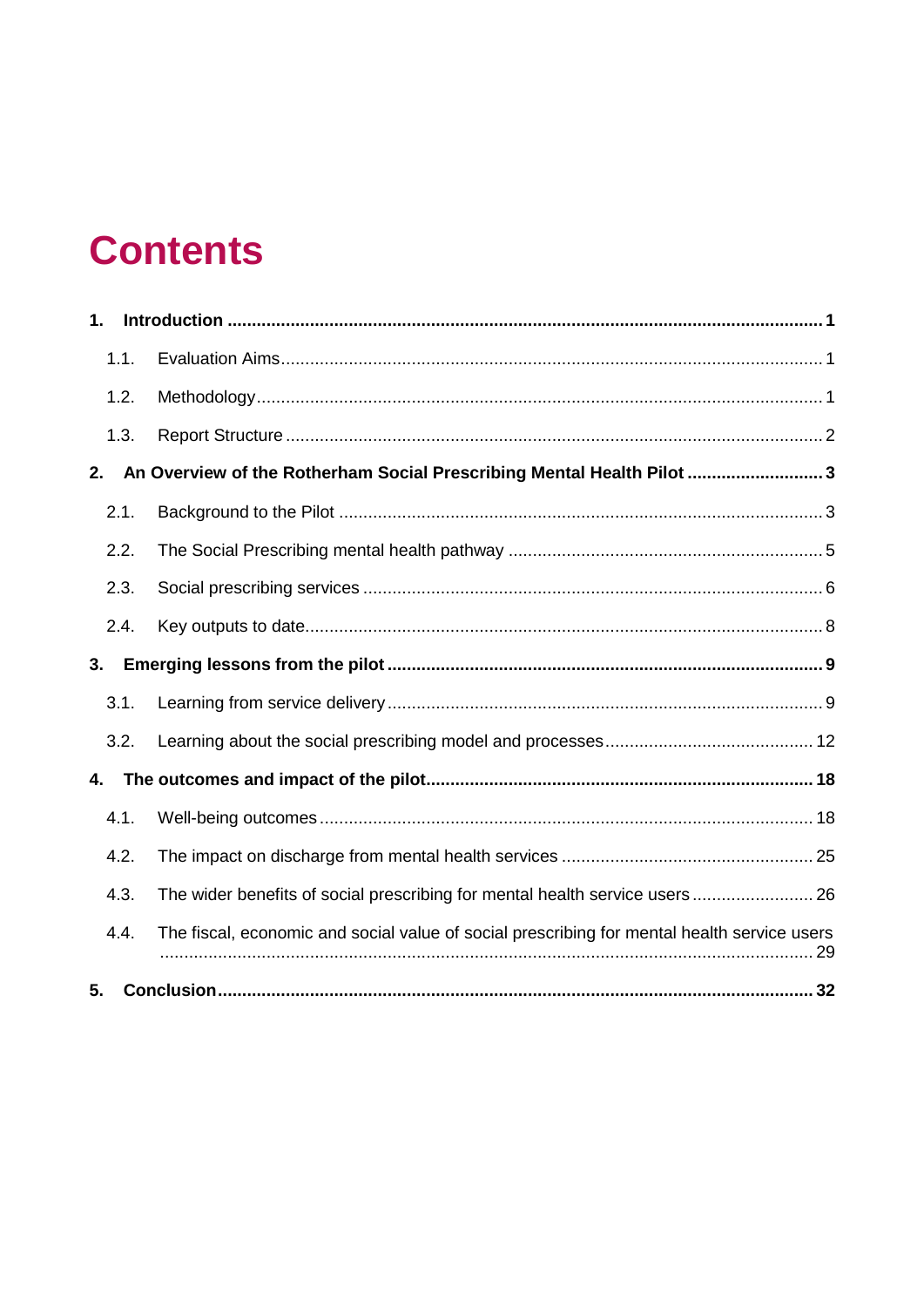# Contents

**1. Introduction ........................................................................................................... 1**

1.1. Evaluation Aims................................................................................................. 1

1.2. Methodology...................................................................................................... 1

1.3. Report Structure ............................................................................................... 2

**2. An Overview of the Rotherham Social Prescribing Mental Health Pilot ............................ 3**

2.1. Background to the Pilot ...................................................................................... 3

2.2. The Social Prescribing mental health pathway .................................................... 5

2.3. Social prescribing services ................................................................................. 6

2.4. Key outputs to date............................................................................................ 8

**3. Emerging lessons from the pilot ............................................................................. 9**

3.1. Learning from service delivery ........................................................................... 9

3.2. Learning about the social prescribing model and processes ................................ 12

**4. The outcomes and impact of the pilot.................................................................... 18**

4.1. Well-being outcomes ........................................................................................ 18

4.2. The impact on discharge from mental health services ........................................ 25

4.3. The wider benefits of social prescribing for mental health service users ............... 26

4.4. The fiscal, economic and social value of social prescribing for mental health service users ........................................................................................................................ 29

**5. Conclusion.......................................................................................................... 32**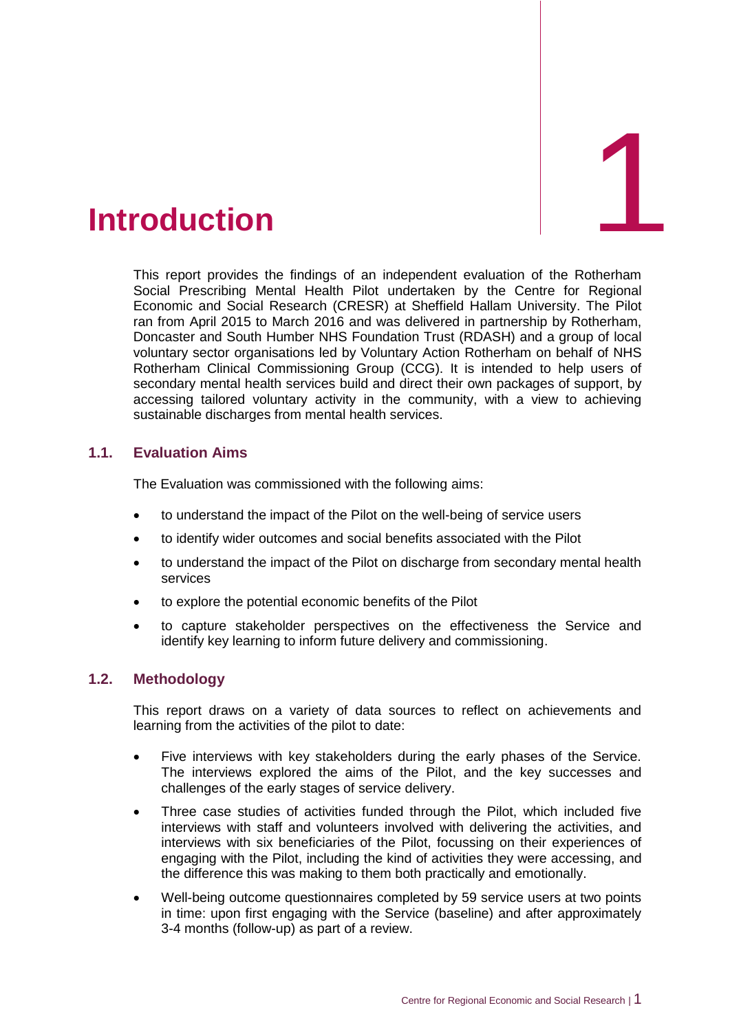# 1 Introduction

This report provides the findings of an independent evaluation of the Rotherham Social Prescribing Mental Health Pilot undertaken by the Centre for Regional Economic and Social Research (CRESR) at Sheffield Hallam University. The Pilot ran from April 2015 to March 2016 and was delivered in partnership by Rotherham, Doncaster and South Humber NHS Foundation Trust (RDASH) and a group of local voluntary sector organisations led by Voluntary Action Rotherham on behalf of NHS Rotherham Clinical Commissioning Group (CCG). It is intended to help users of secondary mental health services build and direct their own packages of support, by accessing tailored voluntary activity in the community, with a view to achieving sustainable discharges from mental health services.

## 1.1. Evaluation Aims

The Evaluation was commissioned with the following aims:

- to understand the impact of the Pilot on the well-being of service users
- to identify wider outcomes and social benefits associated with the Pilot
- to understand the impact of the Pilot on discharge from secondary mental health services
- to explore the potential economic benefits of the Pilot
- to capture stakeholder perspectives on the effectiveness the Service and identify key learning to inform future delivery and commissioning.

## 1.2. Methodology

This report draws on a variety of data sources to reflect on achievements and learning from the activities of the pilot to date:

- Five interviews with key stakeholders during the early phases of the Service. The interviews explored the aims of the Pilot, and the key successes and challenges of the early stages of service delivery.
- Three case studies of activities funded through the Pilot, which included five interviews with staff and volunteers involved with delivering the activities, and interviews with six beneficiaries of the Pilot, focussing on their experiences of engaging with the Pilot, including the kind of activities they were accessing, and the difference this was making to them both practically and emotionally.
- Well-being outcome questionnaires completed by 59 service users at two points in time: upon first engaging with the Service (baseline) and after approximately 3-4 months (follow-up) as part of a review.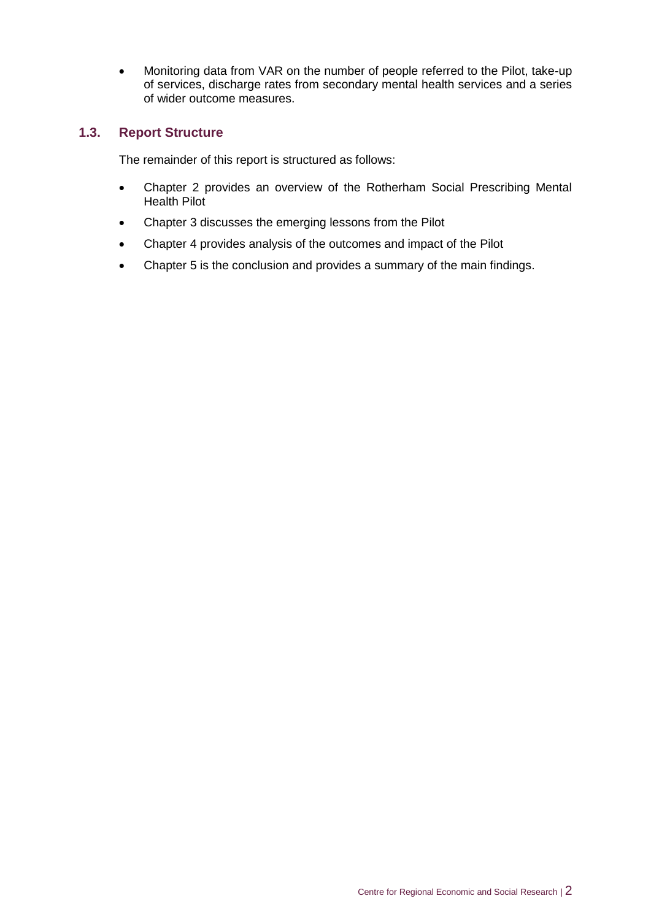- Monitoring data from VAR on the number of people referred to the Pilot, take-up of services, discharge rates from secondary mental health services and a series of wider outcome measures.

## 1.3. Report Structure

The remainder of this report is structured as follows:

- Chapter 2 provides an overview of the Rotherham Social Prescribing Mental Health Pilot
- Chapter 3 discusses the emerging lessons from the Pilot
- Chapter 4 provides analysis of the outcomes and impact of the Pilot
- Chapter 5 is the conclusion and provides a summary of the main findings.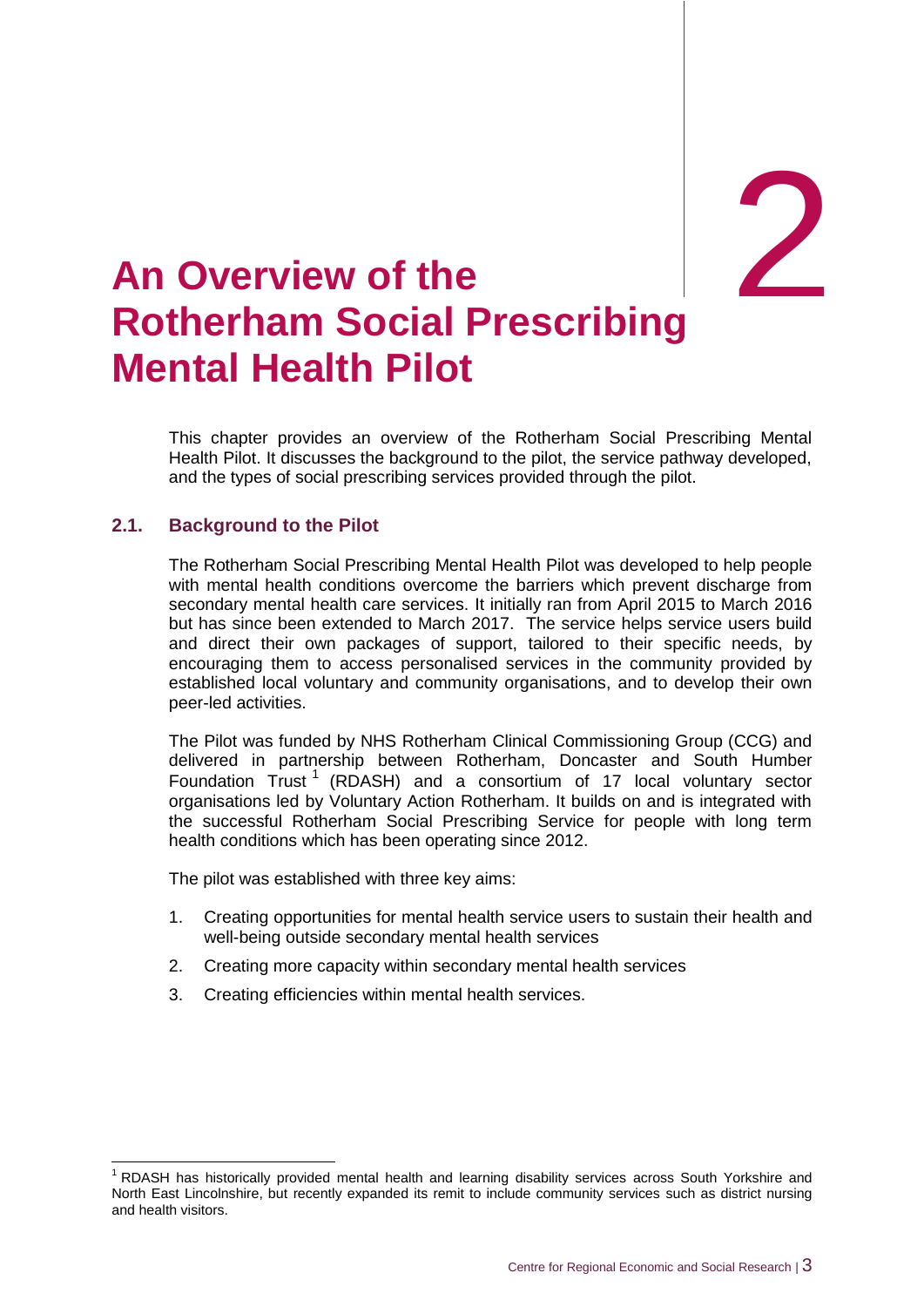# 2 An Overview of the Rotherham Social Prescribing Mental Health Pilot

This chapter provides an overview of the Rotherham Social Prescribing Mental Health Pilot. It discusses the background to the pilot, the service pathway developed, and the types of social prescribing services provided through the pilot.

## 2.1. Background to the Pilot

The Rotherham Social Prescribing Mental Health Pilot was developed to help people with mental health conditions overcome the barriers which prevent discharge from secondary mental health care services. It initially ran from April 2015 to March 2016 but has since been extended to March 2017. The service helps service users build and direct their own packages of support, tailored to their specific needs, by encouraging them to access personalised services in the community provided by established local voluntary and community organisations, and to develop their own peer-led activities.

The Pilot was funded by NHS Rotherham Clinical Commissioning Group (CCG) and delivered in partnership between Rotherham, Doncaster and South Humber Foundation Trust [1] (RDASH) and a consortium of 17 local voluntary sector organisations led by Voluntary Action Rotherham. It builds on and is integrated with the successful Rotherham Social Prescribing Service for people with long term health conditions which has been operating since 2012.

The pilot was established with three key aims:

1. Creating opportunities for mental health service users to sustain their health and well-being outside secondary mental health services
2. Creating more capacity within secondary mental health services
3. Creating efficiencies within mental health services.

[1] RDASH has historically provided mental health and learning disability services across South Yorkshire and North East Lincolnshire, but recently expanded its remit to include community services such as district nursing and health visitors.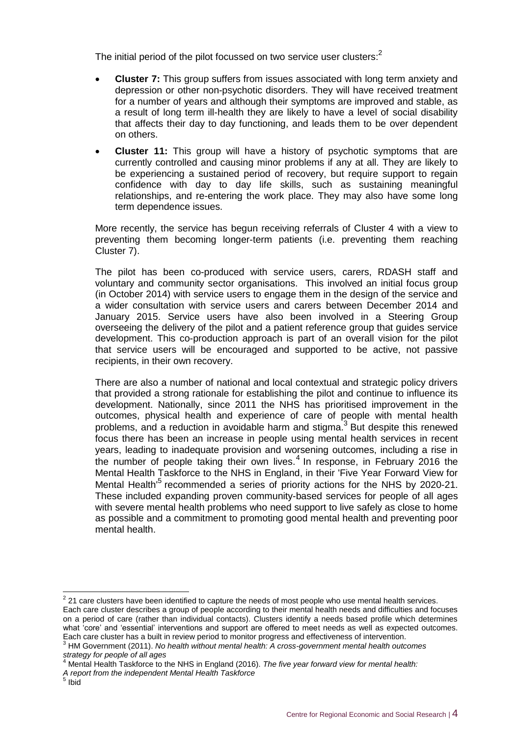The initial period of the pilot focussed on two service user clusters:[2]

- **Cluster 7:** This group suffers from issues associated with long term anxiety and depression or other non-psychotic disorders. They will have received treatment for a number of years and although their symptoms are improved and stable, as a result of long term ill-health they are likely to have a level of social disability that affects their day to day functioning, and leads them to be over dependent on others.
- **Cluster 11:** This group will have a history of psychotic symptoms that are currently controlled and causing minor problems if any at all. They are likely to be experiencing a sustained period of recovery, but require support to regain confidence with day to day life skills, such as sustaining meaningful relationships, and re-entering the work place. They may also have some long term dependence issues.

More recently, the service has begun receiving referrals of Cluster 4 with a view to preventing them becoming longer-term patients (i.e. preventing them reaching Cluster 7).

The pilot has been co-produced with service users, carers, RDASH staff and voluntary and community sector organisations. This involved an initial focus group (in October 2014) with service users to engage them in the design of the service and a wider consultation with service users and carers between December 2014 and January 2015. Service users have also been involved in a Steering Group overseeing the delivery of the pilot and a patient reference group that guides service development. This co-production approach is part of an overall vision for the pilot that service users will be encouraged and supported to be active, not passive recipients, in their own recovery.

There are also a number of national and local contextual and strategic policy drivers that provided a strong rationale for establishing the pilot and continue to influence its development. Nationally, since 2011 the NHS has prioritised improvement in the outcomes, physical health and experience of care of people with mental health problems, and a reduction in avoidable harm and stigma.[3] But despite this renewed focus there has been an increase in people using mental health services in recent years, leading to inadequate provision and worsening outcomes, including a rise in the number of people taking their own lives.[4] In response, in February 2016 the Mental Health Taskforce to the NHS in England, in their 'Five Year Forward View for Mental Health'[5] recommended a series of priority actions for the NHS by 2020-21. These included expanding proven community-based services for people of all ages with severe mental health problems who need support to live safely as close to home as possible and a commitment to promoting good mental health and preventing poor mental health.

---

[2] 21 care clusters have been identified to capture the needs of most people who use mental health services. Each care cluster describes a group of people according to their mental health needs and difficulties and focuses on a period of care (rather than individual contacts). Clusters identify a needs based profile which determines what 'core' and 'essential' interventions and support are offered to meet needs as well as expected outcomes. Each care cluster has a built in review period to monitor progress and effectiveness of intervention.

[3] HM Government (2011). *No health without mental health: A cross-government mental health outcomes strategy for people of all ages*

[4] Mental Health Taskforce to the NHS in England (2016). *The five year forward view for mental health: A report from the independent Mental Health Taskforce*

[5] Ibid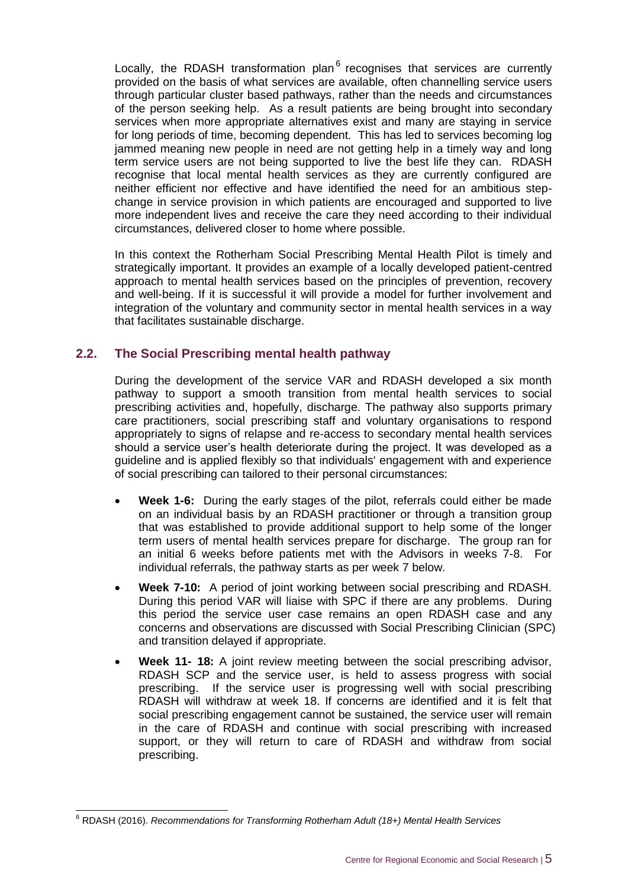Locally, the RDASH transformation plan[6] recognises that services are currently provided on the basis of what services are available, often channelling service users through particular cluster based pathways, rather than the needs and circumstances of the person seeking help. As a result patients are being brought into secondary services when more appropriate alternatives exist and many are staying in service for long periods of time, becoming dependent. This has led to services becoming log jammed meaning new people in need are not getting help in a timely way and long term service users are not being supported to live the best life they can. RDASH recognise that local mental health services as they are currently configured are neither efficient nor effective and have identified the need for an ambitious step-change in service provision in which patients are encouraged and supported to live more independent lives and receive the care they need according to their individual circumstances, delivered closer to home where possible.

In this context the Rotherham Social Prescribing Mental Health Pilot is timely and strategically important. It provides an example of a locally developed patient-centred approach to mental health services based on the principles of prevention, recovery and well-being. If it is successful it will provide a model for further involvement and integration of the voluntary and community sector in mental health services in a way that facilitates sustainable discharge.

## 2.2. The Social Prescribing mental health pathway

During the development of the service VAR and RDASH developed a six month pathway to support a smooth transition from mental health services to social prescribing activities and, hopefully, discharge. The pathway also supports primary care practitioners, social prescribing staff and voluntary organisations to respond appropriately to signs of relapse and re-access to secondary mental health services should a service user's health deteriorate during the project. It was developed as a guideline and is applied flexibly so that individuals' engagement with and experience of social prescribing can tailored to their personal circumstances:

- **Week 1-6:** During the early stages of the pilot, referrals could either be made on an individual basis by an RDASH practitioner or through a transition group that was established to provide additional support to help some of the longer term users of mental health services prepare for discharge. The group ran for an initial 6 weeks before patients met with the Advisors in weeks 7-8. For individual referrals, the pathway starts as per week 7 below.
- **Week 7-10:** A period of joint working between social prescribing and RDASH. During this period VAR will liaise with SPC if there are any problems. During this period the service user case remains an open RDASH case and any concerns and observations are discussed with Social Prescribing Clinician (SPC) and transition delayed if appropriate.
- **Week 11- 18:** A joint review meeting between the social prescribing advisor, RDASH SCP and the service user, is held to assess progress with social prescribing. If the service user is progressing well with social prescribing RDASH will withdraw at week 18. If concerns are identified and it is felt that social prescribing engagement cannot be sustained, the service user will remain in the care of RDASH and continue with social prescribing with increased support, or they will return to care of RDASH and withdraw from social prescribing.

---

[6] RDASH (2016). *Recommendations for Transforming Rotherham Adult (18+) Mental Health Services*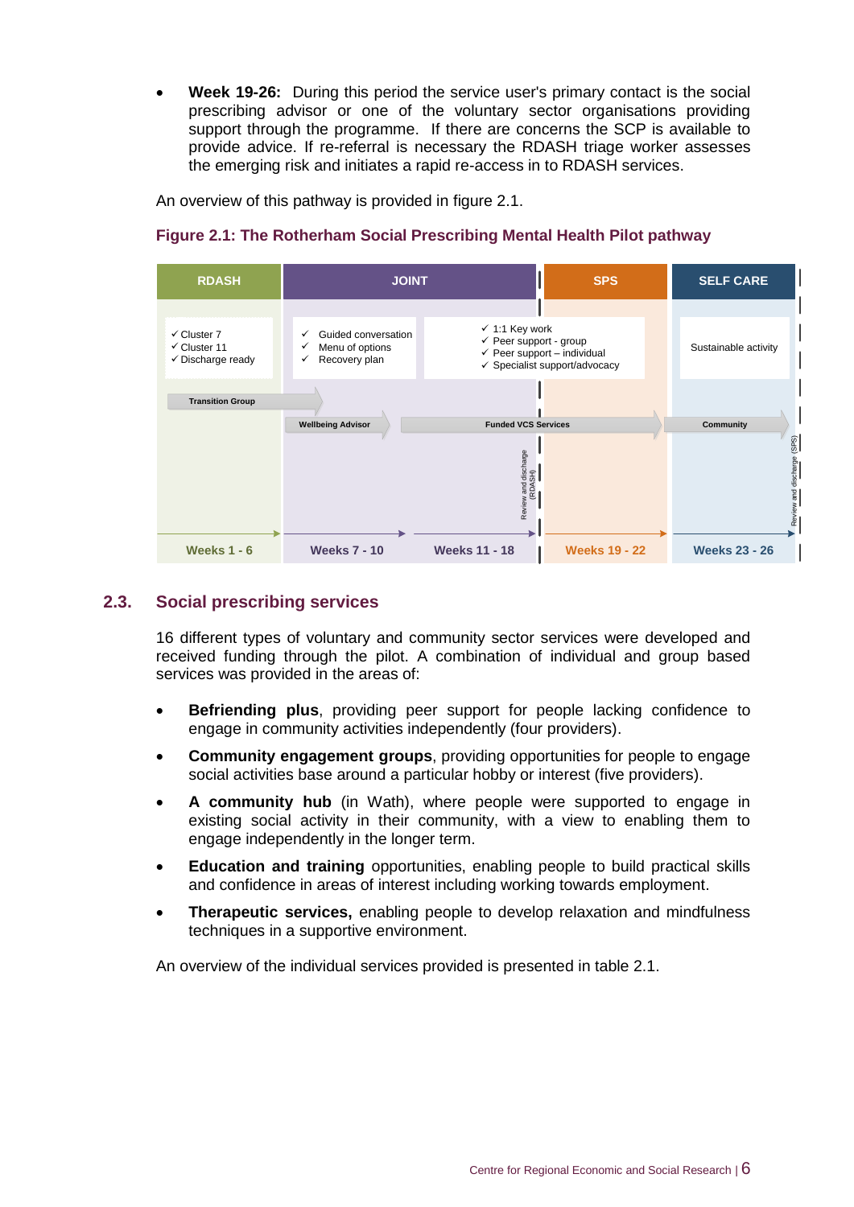- **Week 19-26:** During this period the service user's primary contact is the social prescribing advisor or one of the voluntary sector organisations providing support through the programme. If there are concerns the SCP is available to provide advice. If re-referral is necessary the RDASH triage worker assesses the emerging risk and initiates a rapid re-access in to RDASH services.

An overview of this pathway is provided in figure 2.1.

**Figure 2.1: The Rotherham Social Prescribing Mental Health Pilot pathway**

| RDASH | JOINT | | SPS | SELF CARE |
|---|---|---|---|---|
| ✓ Cluster 7<br>✓ Cluster 11<br>✓ Discharge ready | ✓ Guided conversation<br>✓ Menu of options<br>✓ Recovery plan | ✓ 1:1 Key work<br>✓ Peer support - group<br>✓ Peer support – individual<br>✓ Specialist support/advocacy | | Sustainable activity |
| Transition Group | Wellbeing Advisor | Funded VCS Services | | Community |
| | | Review and discharge (RDASH) | | Review and discharge (SPS) |
| Weeks 1 - 6 | Weeks 7 - 10 | Weeks 11 - 18 | Weeks 19 - 22 | Weeks 23 - 26 |

## 2.3. Social prescribing services

16 different types of voluntary and community sector services were developed and received funding through the pilot. A combination of individual and group based services was provided in the areas of:

- **Befriending plus**, providing peer support for people lacking confidence to engage in community activities independently (four providers).
- **Community engagement groups**, providing opportunities for people to engage social activities base around a particular hobby or interest (five providers).
- **A community hub** (in Wath), where people were supported to engage in existing social activity in their community, with a view to enabling them to engage independently in the longer term.
- **Education and training** opportunities, enabling people to build practical skills and confidence in areas of interest including working towards employment.
- **Therapeutic services,** enabling people to develop relaxation and mindfulness techniques in a supportive environment.

An overview of the individual services provided is presented in table 2.1.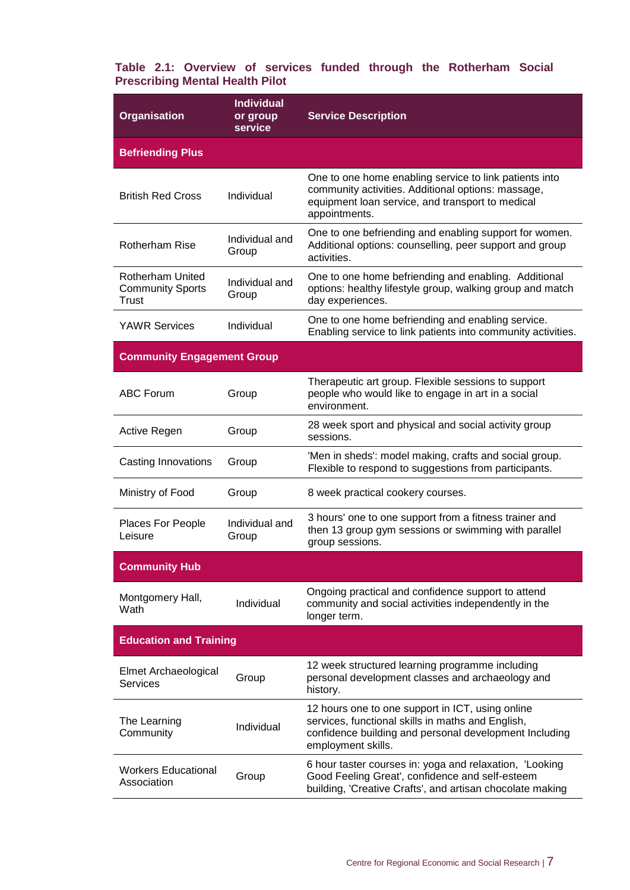**Table 2.1: Overview of services funded through the Rotherham Social Prescribing Mental Health Pilot**

| Organisation | Individual or group service | Service Description |
|---|---|---|
| **Befriending Plus** | | |
| British Red Cross | Individual | One to one home enabling service to link patients into community activities. Additional options: massage, equipment loan service, and transport to medical appointments. |
| Rotherham Rise | Individual and Group | One to one befriending and enabling support for women. Additional options: counselling, peer support and group activities. |
| Rotherham United Community Sports Trust | Individual and Group | One to one home befriending and enabling. Additional options: healthy lifestyle group, walking group and match day experiences. |
| YAWR Services | Individual | One to one home befriending and enabling service. Enabling service to link patients into community activities. |
| **Community Engagement Group** | | |
| ABC Forum | Group | Therapeutic art group. Flexible sessions to support people who would like to engage in art in a social environment. |
| Active Regen | Group | 28 week sport and physical and social activity group sessions. |
| Casting Innovations | Group | 'Men in sheds': model making, crafts and social group. Flexible to respond to suggestions from participants. |
| Ministry of Food | Group | 8 week practical cookery courses. |
| Places For People Leisure | Individual and Group | 3 hours' one to one support from a fitness trainer and then 13 group gym sessions or swimming with parallel group sessions. |
| **Community Hub** | | |
| Montgomery Hall, Wath | Individual | Ongoing practical and confidence support to attend community and social activities independently in the longer term. |
| **Education and Training** | | |
| Elmet Archaeological Services | Group | 12 week structured learning programme including personal development classes and archaeology and history. |
| The Learning Community | Individual | 12 hours one to one support in ICT, using online services, functional skills in maths and English, confidence building and personal development Including employment skills. |
| Workers Educational Association | Group | 6 hour taster courses in: yoga and relaxation, 'Looking Good Feeling Great', confidence and self-esteem building, 'Creative Crafts', and artisan chocolate making |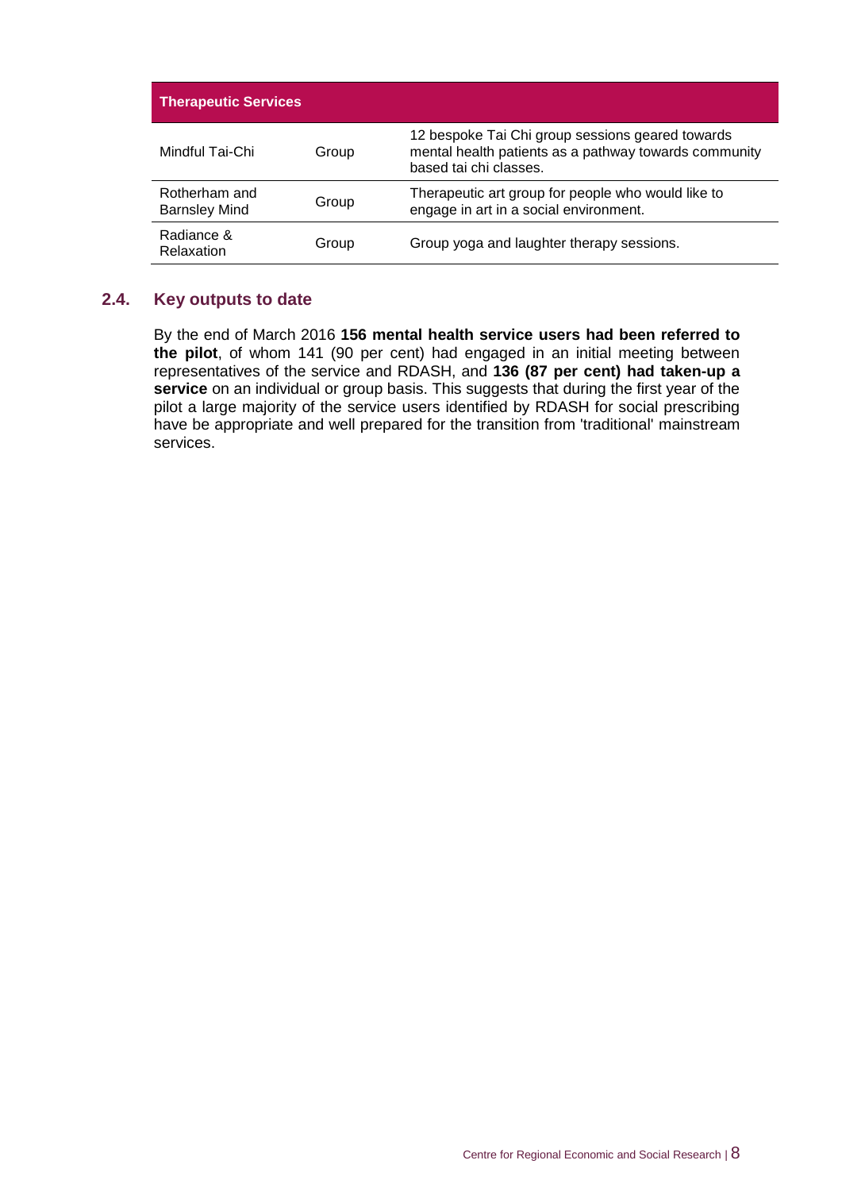| Therapeutic Services | | |
|---|---|---|
| Mindful Tai-Chi | Group | 12 bespoke Tai Chi group sessions geared towards mental health patients as a pathway towards community based tai chi classes. |
| Rotherham and Barnsley Mind | Group | Therapeutic art group for people who would like to engage in art in a social environment. |
| Radiance & Relaxation | Group | Group yoga and laughter therapy sessions. |

## 2.4. Key outputs to date

By the end of March 2016 **156 mental health service users had been referred to the pilot**, of whom 141 (90 per cent) had engaged in an initial meeting between representatives of the service and RDASH, and **136 (87 per cent) had taken-up a service** on an individual or group basis. This suggests that during the first year of the pilot a large majority of the service users identified by RDASH for social prescribing have be appropriate and well prepared for the transition from 'traditional' mainstream services.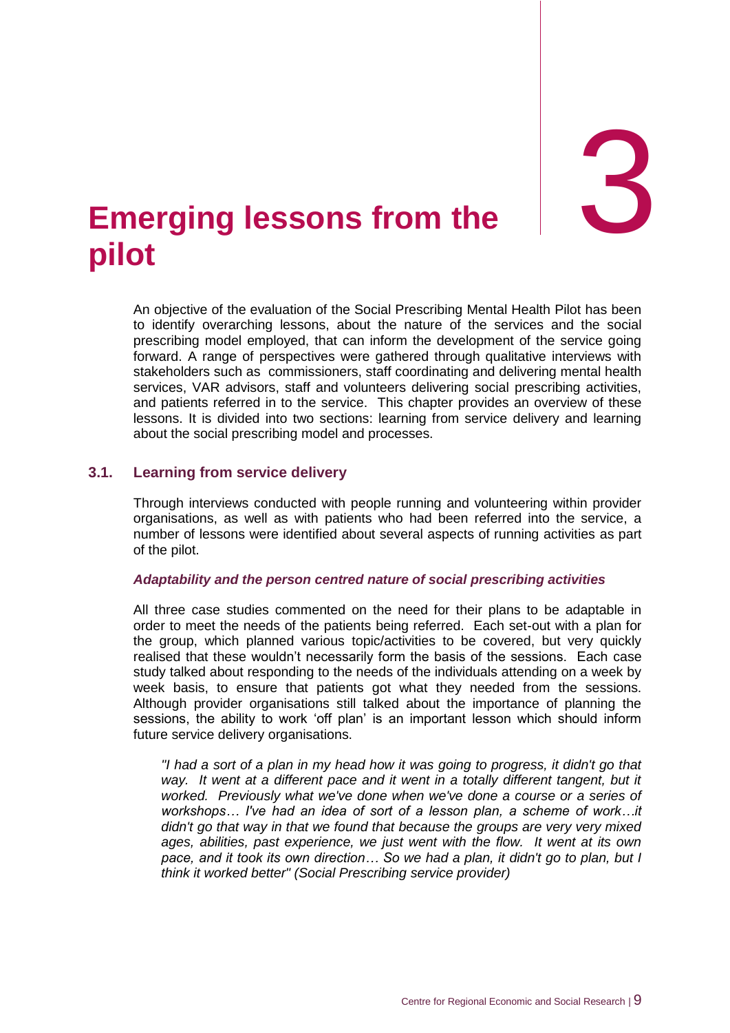# 3 Emerging lessons from the pilot

An objective of the evaluation of the Social Prescribing Mental Health Pilot has been to identify overarching lessons, about the nature of the services and the social prescribing model employed, that can inform the development of the service going forward. A range of perspectives were gathered through qualitative interviews with stakeholders such as commissioners, staff coordinating and delivering mental health services, VAR advisors, staff and volunteers delivering social prescribing activities, and patients referred in to the service. This chapter provides an overview of these lessons. It is divided into two sections: learning from service delivery and learning about the social prescribing model and processes.

## 3.1. Learning from service delivery

Through interviews conducted with people running and volunteering within provider organisations, as well as with patients who had been referred into the service, a number of lessons were identified about several aspects of running activities as part of the pilot.

### *Adaptability and the person centred nature of social prescribing activities*

All three case studies commented on the need for their plans to be adaptable in order to meet the needs of the patients being referred. Each set-out with a plan for the group, which planned various topic/activities to be covered, but very quickly realised that these wouldn't necessarily form the basis of the sessions. Each case study talked about responding to the needs of the individuals attending on a week by week basis, to ensure that patients got what they needed from the sessions. Although provider organisations still talked about the importance of planning the sessions, the ability to work 'off plan' is an important lesson which should inform future service delivery organisations.

> *"I had a sort of a plan in my head how it was going to progress, it didn't go that way. It went at a different pace and it went in a totally different tangent, but it worked. Previously what we've done when we've done a course or a series of workshops… I've had an idea of sort of a lesson plan, a scheme of work…it didn't go that way in that we found that because the groups are very very mixed ages, abilities, past experience, we just went with the flow. It went at its own pace, and it took its own direction… So we had a plan, it didn't go to plan, but I think it worked better" (Social Prescribing service provider)*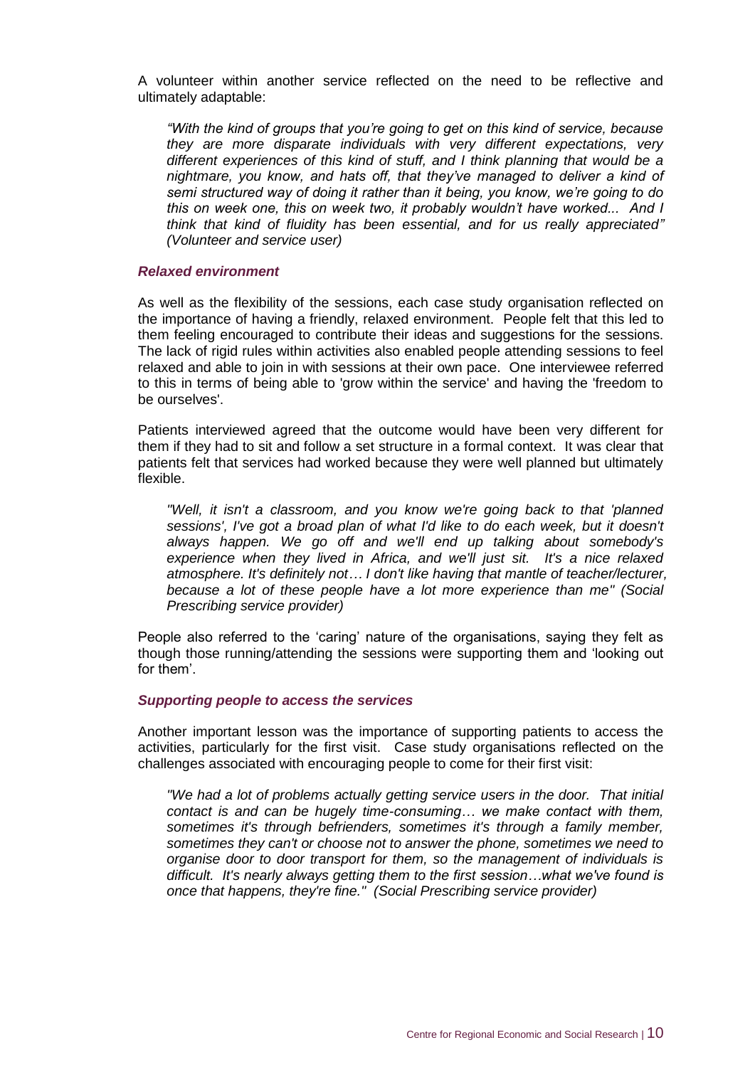A volunteer within another service reflected on the need to be reflective and ultimately adaptable:

> *"With the kind of groups that you're going to get on this kind of service, because they are more disparate individuals with very different expectations, very different experiences of this kind of stuff, and I think planning that would be a nightmare, you know, and hats off, that they've managed to deliver a kind of semi structured way of doing it rather than it being, you know, we're going to do this on week one, this on week two, it probably wouldn't have worked... And I think that kind of fluidity has been essential, and for us really appreciated" (Volunteer and service user)*

### *Relaxed environment*

As well as the flexibility of the sessions, each case study organisation reflected on the importance of having a friendly, relaxed environment. People felt that this led to them feeling encouraged to contribute their ideas and suggestions for the sessions. The lack of rigid rules within activities also enabled people attending sessions to feel relaxed and able to join in with sessions at their own pace. One interviewee referred to this in terms of being able to 'grow within the service' and having the 'freedom to be ourselves'.

Patients interviewed agreed that the outcome would have been very different for them if they had to sit and follow a set structure in a formal context. It was clear that patients felt that services had worked because they were well planned but ultimately flexible.

> *"Well, it isn't a classroom, and you know we're going back to that 'planned sessions', I've got a broad plan of what I'd like to do each week, but it doesn't always happen. We go off and we'll end up talking about somebody's experience when they lived in Africa, and we'll just sit. It's a nice relaxed atmosphere. It's definitely not… I don't like having that mantle of teacher/lecturer, because a lot of these people have a lot more experience than me" (Social Prescribing service provider)*

People also referred to the 'caring' nature of the organisations, saying they felt as though those running/attending the sessions were supporting them and 'looking out for them'.

### *Supporting people to access the services*

Another important lesson was the importance of supporting patients to access the activities, particularly for the first visit. Case study organisations reflected on the challenges associated with encouraging people to come for their first visit:

> *"We had a lot of problems actually getting service users in the door. That initial contact is and can be hugely time-consuming… we make contact with them, sometimes it's through befrienders, sometimes it's through a family member, sometimes they can't or choose not to answer the phone, sometimes we need to organise door to door transport for them, so the management of individuals is difficult. It's nearly always getting them to the first session…what we've found is once that happens, they're fine." (Social Prescribing service provider)*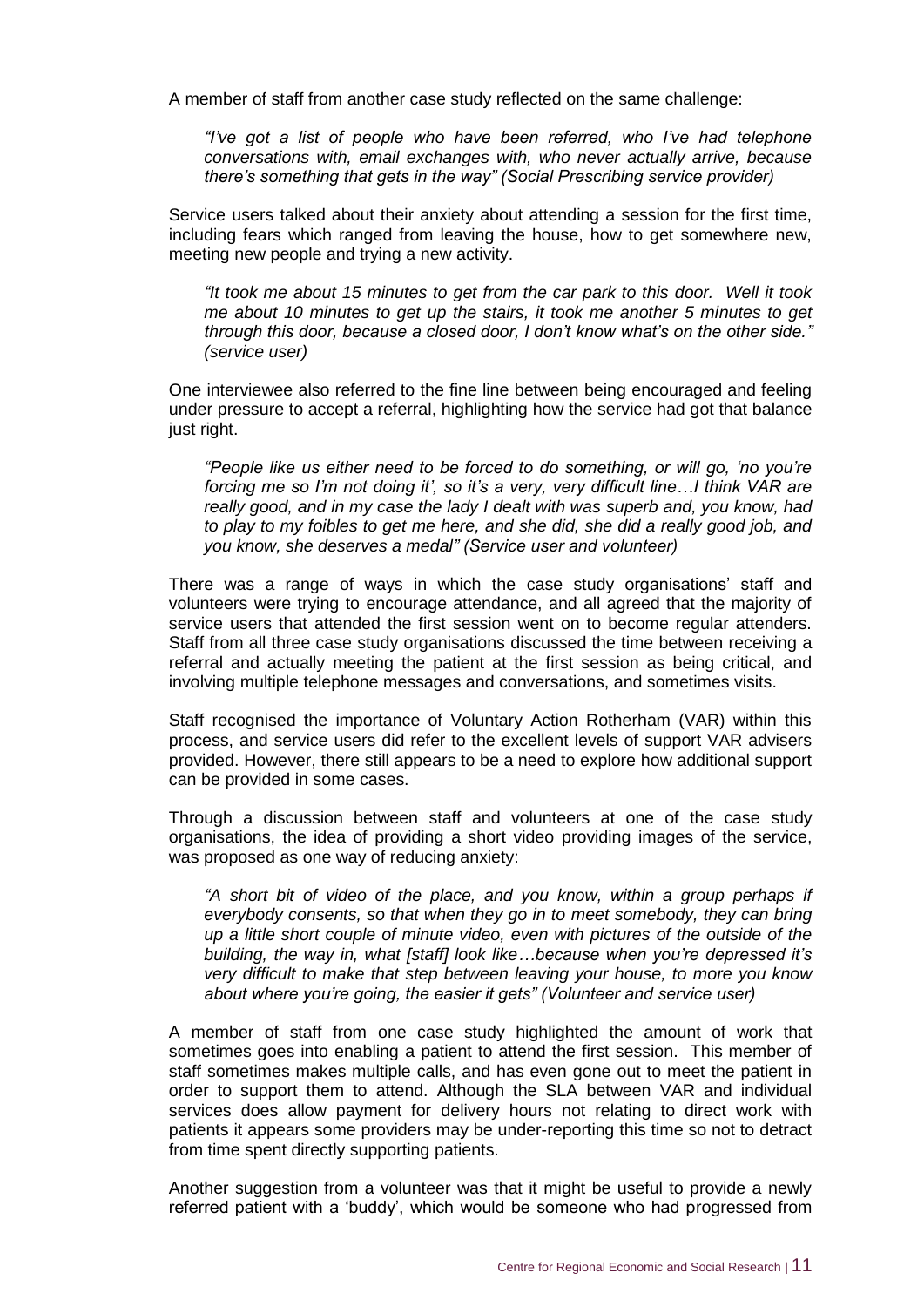A member of staff from another case study reflected on the same challenge:

> *"I've got a list of people who have been referred, who I've had telephone conversations with, email exchanges with, who never actually arrive, because there's something that gets in the way" (Social Prescribing service provider)*

Service users talked about their anxiety about attending a session for the first time, including fears which ranged from leaving the house, how to get somewhere new, meeting new people and trying a new activity.

> *"It took me about 15 minutes to get from the car park to this door. Well it took me about 10 minutes to get up the stairs, it took me another 5 minutes to get through this door, because a closed door, I don't know what's on the other side." (service user)*

One interviewee also referred to the fine line between being encouraged and feeling under pressure to accept a referral, highlighting how the service had got that balance just right.

> *"People like us either need to be forced to do something, or will go, 'no you're forcing me so I'm not doing it', so it's a very, very difficult line…I think VAR are really good, and in my case the lady I dealt with was superb and, you know, had to play to my foibles to get me here, and she did, she did a really good job, and you know, she deserves a medal" (Service user and volunteer)*

There was a range of ways in which the case study organisations' staff and volunteers were trying to encourage attendance, and all agreed that the majority of service users that attended the first session went on to become regular attenders. Staff from all three case study organisations discussed the time between receiving a referral and actually meeting the patient at the first session as being critical, and involving multiple telephone messages and conversations, and sometimes visits.

Staff recognised the importance of Voluntary Action Rotherham (VAR) within this process, and service users did refer to the excellent levels of support VAR advisers provided. However, there still appears to be a need to explore how additional support can be provided in some cases.

Through a discussion between staff and volunteers at one of the case study organisations, the idea of providing a short video providing images of the service, was proposed as one way of reducing anxiety:

> *"A short bit of video of the place, and you know, within a group perhaps if everybody consents, so that when they go in to meet somebody, they can bring up a little short couple of minute video, even with pictures of the outside of the building, the way in, what [staff] look like…because when you're depressed it's very difficult to make that step between leaving your house, to more you know about where you're going, the easier it gets" (Volunteer and service user)*

A member of staff from one case study highlighted the amount of work that sometimes goes into enabling a patient to attend the first session. This member of staff sometimes makes multiple calls, and has even gone out to meet the patient in order to support them to attend. Although the SLA between VAR and individual services does allow payment for delivery hours not relating to direct work with patients it appears some providers may be under-reporting this time so not to detract from time spent directly supporting patients.

Another suggestion from a volunteer was that it might be useful to provide a newly referred patient with a 'buddy', which would be someone who had progressed from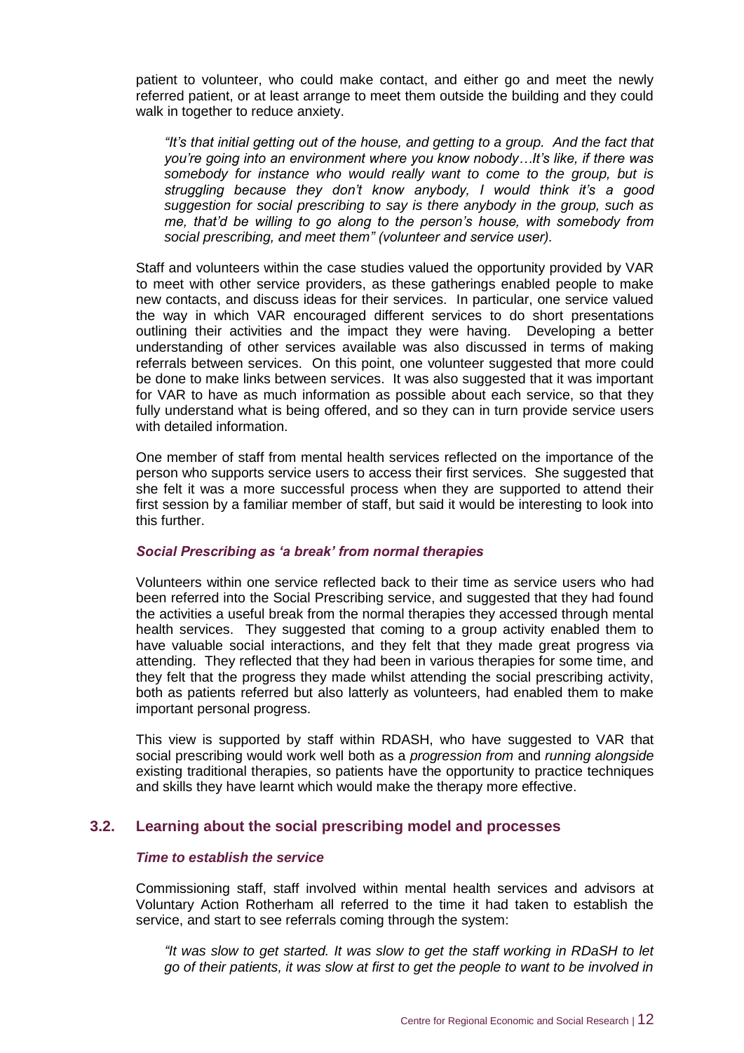patient to volunteer, who could make contact, and either go and meet the newly referred patient, or at least arrange to meet them outside the building and they could walk in together to reduce anxiety.

> *"It's that initial getting out of the house, and getting to a group. And the fact that you're going into an environment where you know nobody…It's like, if there was somebody for instance who would really want to come to the group, but is struggling because they don't know anybody, I would think it's a good suggestion for social prescribing to say is there anybody in the group, such as me, that'd be willing to go along to the person's house, with somebody from social prescribing, and meet them" (volunteer and service user).*

Staff and volunteers within the case studies valued the opportunity provided by VAR to meet with other service providers, as these gatherings enabled people to make new contacts, and discuss ideas for their services. In particular, one service valued the way in which VAR encouraged different services to do short presentations outlining their activities and the impact they were having. Developing a better understanding of other services available was also discussed in terms of making referrals between services. On this point, one volunteer suggested that more could be done to make links between services. It was also suggested that it was important for VAR to have as much information as possible about each service, so that they fully understand what is being offered, and so they can in turn provide service users with detailed information.

One member of staff from mental health services reflected on the importance of the person who supports service users to access their first services. She suggested that she felt it was a more successful process when they are supported to attend their first session by a familiar member of staff, but said it would be interesting to look into this further.

#### *Social Prescribing as 'a break' from normal therapies*

Volunteers within one service reflected back to their time as service users who had been referred into the Social Prescribing service, and suggested that they had found the activities a useful break from the normal therapies they accessed through mental health services. They suggested that coming to a group activity enabled them to have valuable social interactions, and they felt that they made great progress via attending. They reflected that they had been in various therapies for some time, and they felt that the progress they made whilst attending the social prescribing activity, both as patients referred but also latterly as volunteers, had enabled them to make important personal progress.

This view is supported by staff within RDASH, who have suggested to VAR that social prescribing would work well both as a *progression from* and *running alongside* existing traditional therapies, so patients have the opportunity to practice techniques and skills they have learnt which would make the therapy more effective.

### 3.2. Learning about the social prescribing model and processes

#### *Time to establish the service*

Commissioning staff, staff involved within mental health services and advisors at Voluntary Action Rotherham all referred to the time it had taken to establish the service, and start to see referrals coming through the system:

> *"It was slow to get started. It was slow to get the staff working in RDaSH to let go of their patients, it was slow at first to get the people to want to be involved in*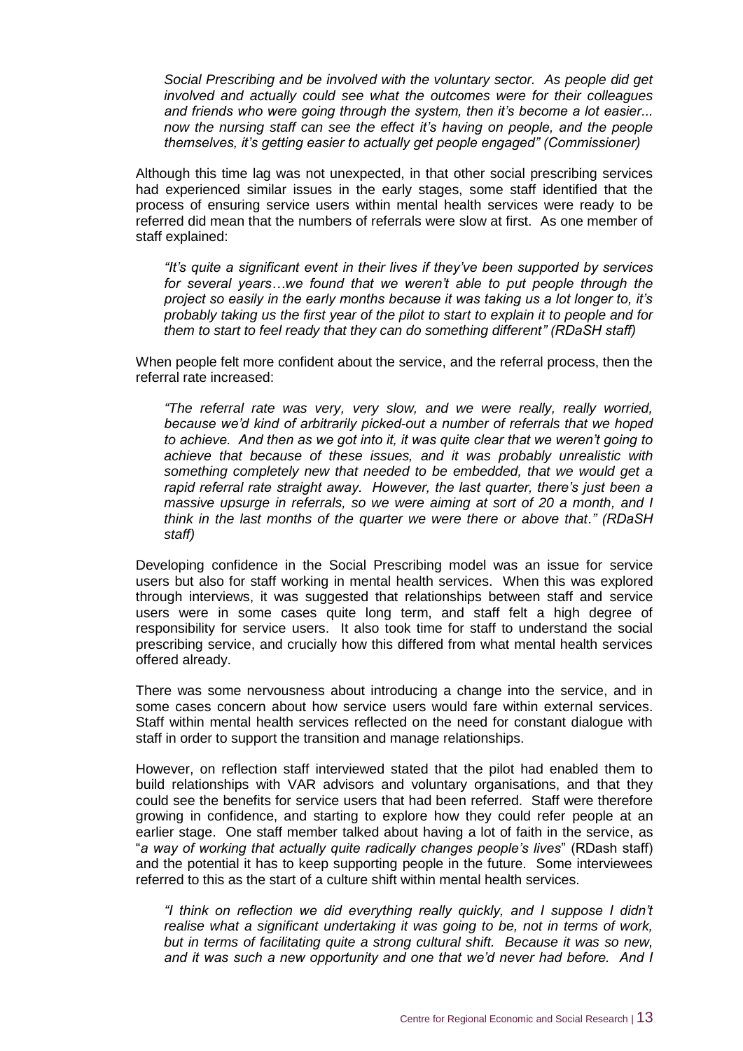*Social Prescribing and be involved with the voluntary sector. As people did get involved and actually could see what the outcomes were for their colleagues and friends who were going through the system, then it's become a lot easier... now the nursing staff can see the effect it's having on people, and the people themselves, it's getting easier to actually get people engaged" (Commissioner)*

Although this time lag was not unexpected, in that other social prescribing services had experienced similar issues in the early stages, some staff identified that the process of ensuring service users within mental health services were ready to be referred did mean that the numbers of referrals were slow at first. As one member of staff explained:

*"It's quite a significant event in their lives if they've been supported by services for several years…we found that we weren't able to put people through the project so easily in the early months because it was taking us a lot longer to, it's probably taking us the first year of the pilot to start to explain it to people and for them to start to feel ready that they can do something different" (RDaSH staff)*

When people felt more confident about the service, and the referral process, then the referral rate increased:

*"The referral rate was very, very slow, and we were really, really worried, because we'd kind of arbitrarily picked-out a number of referrals that we hoped to achieve. And then as we got into it, it was quite clear that we weren't going to achieve that because of these issues, and it was probably unrealistic with something completely new that needed to be embedded, that we would get a rapid referral rate straight away. However, the last quarter, there's just been a massive upsurge in referrals, so we were aiming at sort of 20 a month, and I think in the last months of the quarter we were there or above that." (RDaSH staff)*

Developing confidence in the Social Prescribing model was an issue for service users but also for staff working in mental health services. When this was explored through interviews, it was suggested that relationships between staff and service users were in some cases quite long term, and staff felt a high degree of responsibility for service users. It also took time for staff to understand the social prescribing service, and crucially how this differed from what mental health services offered already.

There was some nervousness about introducing a change into the service, and in some cases concern about how service users would fare within external services. Staff within mental health services reflected on the need for constant dialogue with staff in order to support the transition and manage relationships.

However, on reflection staff interviewed stated that the pilot had enabled them to build relationships with VAR advisors and voluntary organisations, and that they could see the benefits for service users that had been referred. Staff were therefore growing in confidence, and starting to explore how they could refer people at an earlier stage. One staff member talked about having a lot of faith in the service, as "*a way of working that actually quite radically changes people's lives*" (RDash staff) and the potential it has to keep supporting people in the future. Some interviewees referred to this as the start of a culture shift within mental health services.

*"I think on reflection we did everything really quickly, and I suppose I didn't realise what a significant undertaking it was going to be, not in terms of work, but in terms of facilitating quite a strong cultural shift. Because it was so new, and it was such a new opportunity and one that we'd never had before. And I*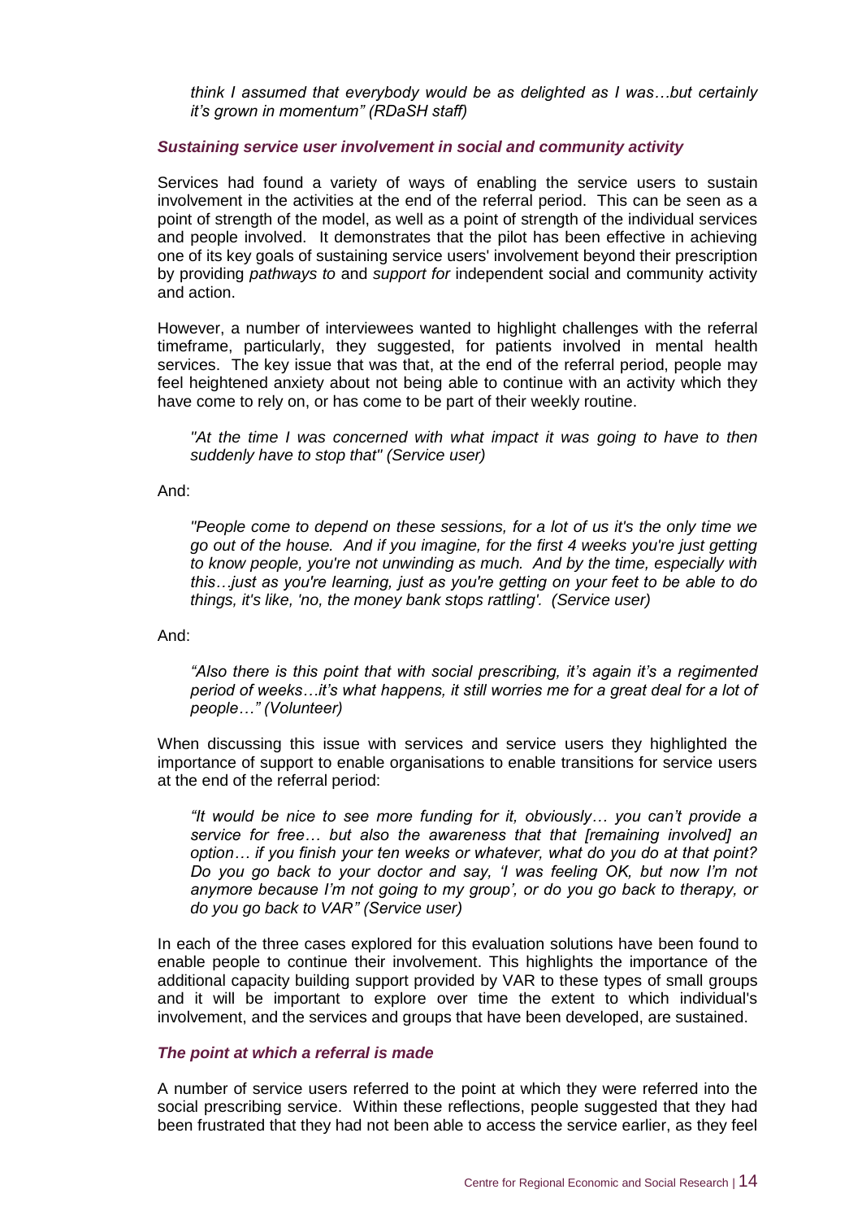*think I assumed that everybody would be as delighted as I was…but certainly it's grown in momentum" (RDaSH staff)*

### *Sustaining service user involvement in social and community activity*

Services had found a variety of ways of enabling the service users to sustain involvement in the activities at the end of the referral period. This can be seen as a point of strength of the model, as well as a point of strength of the individual services and people involved. It demonstrates that the pilot has been effective in achieving one of its key goals of sustaining service users' involvement beyond their prescription by providing *pathways to* and *support for* independent social and community activity and action.

However, a number of interviewees wanted to highlight challenges with the referral timeframe, particularly, they suggested, for patients involved in mental health services. The key issue that was that, at the end of the referral period, people may feel heightened anxiety about not being able to continue with an activity which they have come to rely on, or has come to be part of their weekly routine.

> *"At the time I was concerned with what impact it was going to have to then suddenly have to stop that" (Service user)*

And:

> *"People come to depend on these sessions, for a lot of us it's the only time we go out of the house. And if you imagine, for the first 4 weeks you're just getting to know people, you're not unwinding as much. And by the time, especially with this…just as you're learning, just as you're getting on your feet to be able to do things, it's like, 'no, the money bank stops rattling'. (Service user)*

And:

> *"Also there is this point that with social prescribing, it's again it's a regimented period of weeks…it's what happens, it still worries me for a great deal for a lot of people…" (Volunteer)*

When discussing this issue with services and service users they highlighted the importance of support to enable organisations to enable transitions for service users at the end of the referral period:

> *"It would be nice to see more funding for it, obviously… you can't provide a service for free… but also the awareness that that [remaining involved] an option… if you finish your ten weeks or whatever, what do you do at that point? Do you go back to your doctor and say, 'I was feeling OK, but now I'm not anymore because I'm not going to my group', or do you go back to therapy, or do you go back to VAR" (Service user)*

In each of the three cases explored for this evaluation solutions have been found to enable people to continue their involvement. This highlights the importance of the additional capacity building support provided by VAR to these types of small groups and it will be important to explore over time the extent to which individual's involvement, and the services and groups that have been developed, are sustained.

### *The point at which a referral is made*

A number of service users referred to the point at which they were referred into the social prescribing service. Within these reflections, people suggested that they had been frustrated that they had not been able to access the service earlier, as they feel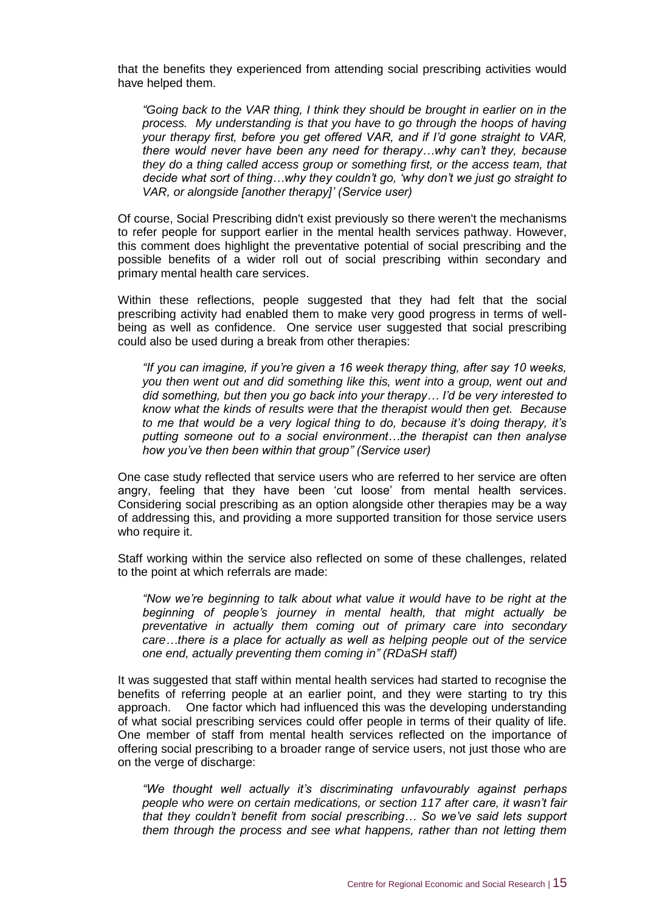that the benefits they experienced from attending social prescribing activities would have helped them.

> *"Going back to the VAR thing, I think they should be brought in earlier on in the process. My understanding is that you have to go through the hoops of having your therapy first, before you get offered VAR, and if I'd gone straight to VAR, there would never have been any need for therapy…why can't they, because they do a thing called access group or something first, or the access team, that decide what sort of thing…why they couldn't go, 'why don't we just go straight to VAR, or alongside [another therapy]' (Service user)*

Of course, Social Prescribing didn't exist previously so there weren't the mechanisms to refer people for support earlier in the mental health services pathway. However, this comment does highlight the preventative potential of social prescribing and the possible benefits of a wider roll out of social prescribing within secondary and primary mental health care services.

Within these reflections, people suggested that they had felt that the social prescribing activity had enabled them to make very good progress in terms of well-being as well as confidence. One service user suggested that social prescribing could also be used during a break from other therapies:

> *"If you can imagine, if you're given a 16 week therapy thing, after say 10 weeks, you then went out and did something like this, went into a group, went out and did something, but then you go back into your therapy… I'd be very interested to know what the kinds of results were that the therapist would then get. Because to me that would be a very logical thing to do, because it's doing therapy, it's putting someone out to a social environment…the therapist can then analyse how you've then been within that group" (Service user)*

One case study reflected that service users who are referred to her service are often angry, feeling that they have been 'cut loose' from mental health services. Considering social prescribing as an option alongside other therapies may be a way of addressing this, and providing a more supported transition for those service users who require it.

Staff working within the service also reflected on some of these challenges, related to the point at which referrals are made:

> *"Now we're beginning to talk about what value it would have to be right at the beginning of people's journey in mental health, that might actually be preventative in actually them coming out of primary care into secondary care…there is a place for actually as well as helping people out of the service one end, actually preventing them coming in" (RDaSH staff)*

It was suggested that staff within mental health services had started to recognise the benefits of referring people at an earlier point, and they were starting to try this approach. One factor which had influenced this was the developing understanding of what social prescribing services could offer people in terms of their quality of life. One member of staff from mental health services reflected on the importance of offering social prescribing to a broader range of service users, not just those who are on the verge of discharge:

> *"We thought well actually it's discriminating unfavourably against perhaps people who were on certain medications, or section 117 after care, it wasn't fair that they couldn't benefit from social prescribing… So we've said lets support them through the process and see what happens, rather than not letting them*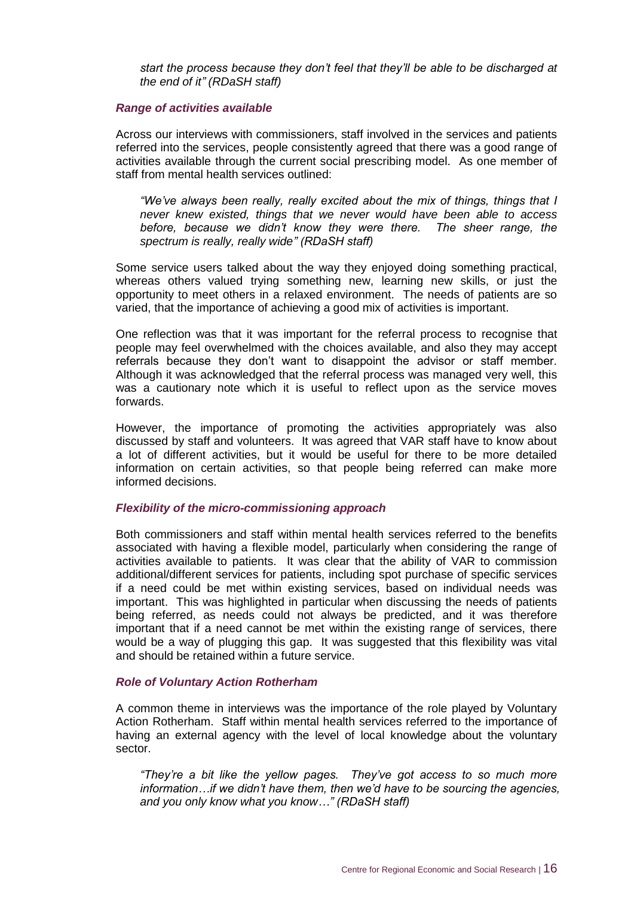*start the process because they don't feel that they'll be able to be discharged at the end of it" (RDaSH staff)*

### *Range of activities available*

Across our interviews with commissioners, staff involved in the services and patients referred into the services, people consistently agreed that there was a good range of activities available through the current social prescribing model. As one member of staff from mental health services outlined:

> *"We've always been really, really excited about the mix of things, things that I never knew existed, things that we never would have been able to access before, because we didn't know they were there. The sheer range, the spectrum is really, really wide" (RDaSH staff)*

Some service users talked about the way they enjoyed doing something practical, whereas others valued trying something new, learning new skills, or just the opportunity to meet others in a relaxed environment. The needs of patients are so varied, that the importance of achieving a good mix of activities is important.

One reflection was that it was important for the referral process to recognise that people may feel overwhelmed with the choices available, and also they may accept referrals because they don't want to disappoint the advisor or staff member. Although it was acknowledged that the referral process was managed very well, this was a cautionary note which it is useful to reflect upon as the service moves forwards.

However, the importance of promoting the activities appropriately was also discussed by staff and volunteers. It was agreed that VAR staff have to know about a lot of different activities, but it would be useful for there to be more detailed information on certain activities, so that people being referred can make more informed decisions.

### *Flexibility of the micro-commissioning approach*

Both commissioners and staff within mental health services referred to the benefits associated with having a flexible model, particularly when considering the range of activities available to patients. It was clear that the ability of VAR to commission additional/different services for patients, including spot purchase of specific services if a need could be met within existing services, based on individual needs was important. This was highlighted in particular when discussing the needs of patients being referred, as needs could not always be predicted, and it was therefore important that if a need cannot be met within the existing range of services, there would be a way of plugging this gap. It was suggested that this flexibility was vital and should be retained within a future service.

### *Role of Voluntary Action Rotherham*

A common theme in interviews was the importance of the role played by Voluntary Action Rotherham. Staff within mental health services referred to the importance of having an external agency with the level of local knowledge about the voluntary sector.

> *"They're a bit like the yellow pages. They've got access to so much more information…if we didn't have them, then we'd have to be sourcing the agencies, and you only know what you know…" (RDaSH staff)*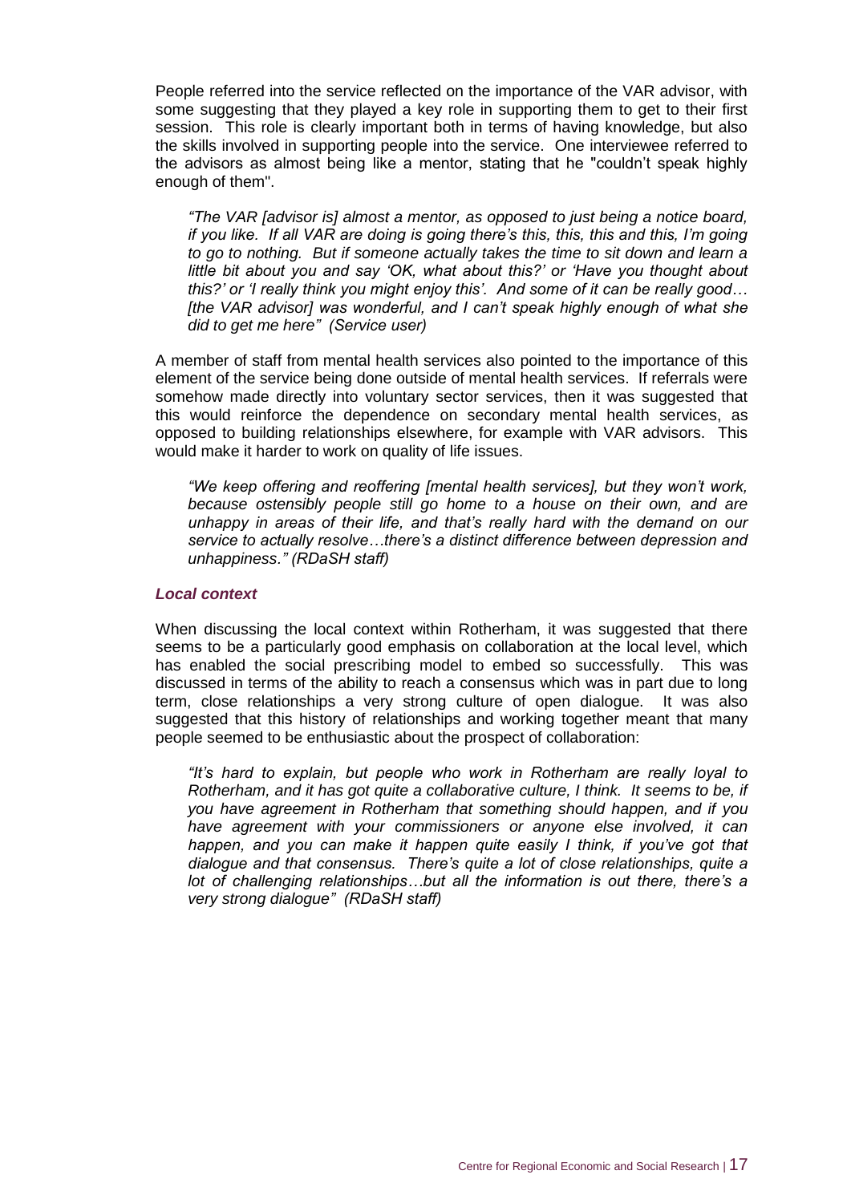People referred into the service reflected on the importance of the VAR advisor, with some suggesting that they played a key role in supporting them to get to their first session. This role is clearly important both in terms of having knowledge, but also the skills involved in supporting people into the service. One interviewee referred to the advisors as almost being like a mentor, stating that he "couldn't speak highly enough of them".

> *"The VAR [advisor is] almost a mentor, as opposed to just being a notice board, if you like. If all VAR are doing is going there's this, this, this and this, I'm going to go to nothing. But if someone actually takes the time to sit down and learn a little bit about you and say 'OK, what about this?' or 'Have you thought about this?' or 'I really think you might enjoy this'. And some of it can be really good… [the VAR advisor] was wonderful, and I can't speak highly enough of what she did to get me here" (Service user)*

A member of staff from mental health services also pointed to the importance of this element of the service being done outside of mental health services. If referrals were somehow made directly into voluntary sector services, then it was suggested that this would reinforce the dependence on secondary mental health services, as opposed to building relationships elsewhere, for example with VAR advisors. This would make it harder to work on quality of life issues.

> *"We keep offering and reoffering [mental health services], but they won't work, because ostensibly people still go home to a house on their own, and are unhappy in areas of their life, and that's really hard with the demand on our service to actually resolve…there's a distinct difference between depression and unhappiness." (RDaSH staff)*

### *Local context*

When discussing the local context within Rotherham, it was suggested that there seems to be a particularly good emphasis on collaboration at the local level, which has enabled the social prescribing model to embed so successfully. This was discussed in terms of the ability to reach a consensus which was in part due to long term, close relationships a very strong culture of open dialogue. It was also suggested that this history of relationships and working together meant that many people seemed to be enthusiastic about the prospect of collaboration:

> *"It's hard to explain, but people who work in Rotherham are really loyal to Rotherham, and it has got quite a collaborative culture, I think. It seems to be, if you have agreement in Rotherham that something should happen, and if you have agreement with your commissioners or anyone else involved, it can happen, and you can make it happen quite easily I think, if you've got that dialogue and that consensus. There's quite a lot of close relationships, quite a lot of challenging relationships…but all the information is out there, there's a very strong dialogue" (RDaSH staff)*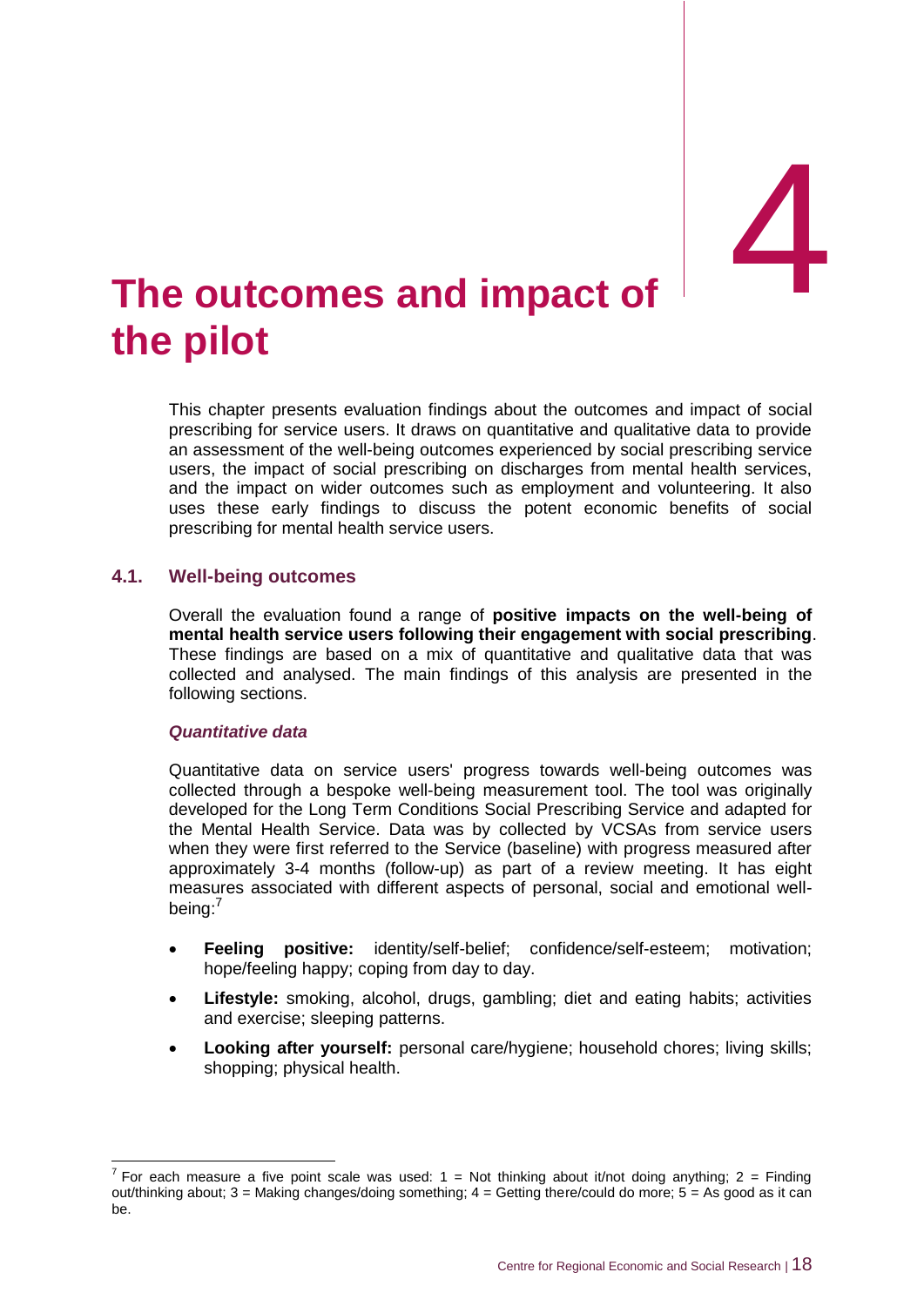# 4 The outcomes and impact of the pilot

This chapter presents evaluation findings about the outcomes and impact of social prescribing for service users. It draws on quantitative and qualitative data to provide an assessment of the well-being outcomes experienced by social prescribing service users, the impact of social prescribing on discharges from mental health services, and the impact on wider outcomes such as employment and volunteering. It also uses these early findings to discuss the potent economic benefits of social prescribing for mental health service users.

## 4.1. Well-being outcomes

Overall the evaluation found a range of **positive impacts on the well-being of mental health service users following their engagement with social prescribing**. These findings are based on a mix of quantitative and qualitative data that was collected and analysed. The main findings of this analysis are presented in the following sections.

### *Quantitative data*

Quantitative data on service users' progress towards well-being outcomes was collected through a bespoke well-being measurement tool. The tool was originally developed for the Long Term Conditions Social Prescribing Service and adapted for the Mental Health Service. Data was by collected by VCSAs from service users when they were first referred to the Service (baseline) with progress measured after approximately 3-4 months (follow-up) as part of a review meeting. It has eight measures associated with different aspects of personal, social and emotional well-being:[7]

- **Feeling positive:** identity/self-belief; confidence/self-esteem; motivation; hope/feeling happy; coping from day to day.
- **Lifestyle:** smoking, alcohol, drugs, gambling; diet and eating habits; activities and exercise; sleeping patterns.
- **Looking after yourself:** personal care/hygiene; household chores; living skills; shopping; physical health.

[7] For each measure a five point scale was used: 1 = Not thinking about it/not doing anything; 2 = Finding out/thinking about; 3 = Making changes/doing something; 4 = Getting there/could do more; 5 = As good as it can be.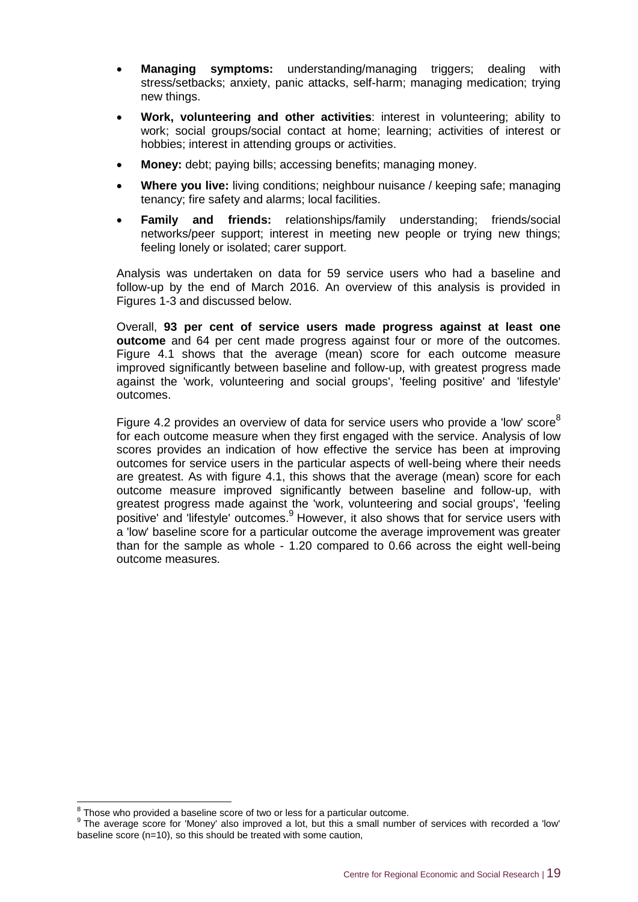- **Managing symptoms:** understanding/managing triggers; dealing with stress/setbacks; anxiety, panic attacks, self-harm; managing medication; trying new things.
- **Work, volunteering and other activities**: interest in volunteering; ability to work; social groups/social contact at home; learning; activities of interest or hobbies; interest in attending groups or activities.
- **Money:** debt; paying bills; accessing benefits; managing money.
- **Where you live:** living conditions; neighbour nuisance / keeping safe; managing tenancy; fire safety and alarms; local facilities.
- **Family and friends:** relationships/family understanding; friends/social networks/peer support; interest in meeting new people or trying new things; feeling lonely or isolated; carer support.

Analysis was undertaken on data for 59 service users who had a baseline and follow-up by the end of March 2016. An overview of this analysis is provided in Figures 1-3 and discussed below.

Overall, **93 per cent of service users made progress against at least one outcome** and 64 per cent made progress against four or more of the outcomes. Figure 4.1 shows that the average (mean) score for each outcome measure improved significantly between baseline and follow-up, with greatest progress made against the 'work, volunteering and social groups', 'feeling positive' and 'lifestyle' outcomes.

Figure 4.2 provides an overview of data for service users who provide a 'low' score[8] for each outcome measure when they first engaged with the service. Analysis of low scores provides an indication of how effective the service has been at improving outcomes for service users in the particular aspects of well-being where their needs are greatest. As with figure 4.1, this shows that the average (mean) score for each outcome measure improved significantly between baseline and follow-up, with greatest progress made against the 'work, volunteering and social groups', 'feeling positive' and 'lifestyle' outcomes.[9] However, it also shows that for service users with a 'low' baseline score for a particular outcome the average improvement was greater than for the sample as whole - 1.20 compared to 0.66 across the eight well-being outcome measures.

---

[8] Those who provided a baseline score of two or less for a particular outcome.

[9] The average score for 'Money' also improved a lot, but this a small number of services with recorded a 'low' baseline score (n=10), so this should be treated with some caution,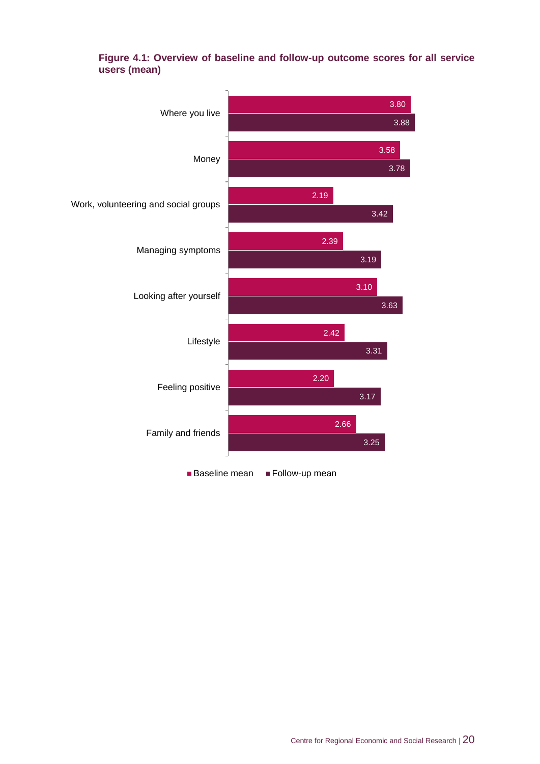**Figure 4.1: Overview of baseline and follow-up outcome scores for all service users (mean)**

| | Baseline mean | Follow-up mean |
|---|---|---|
| Where you live | 3.80 | 3.88 |
| Money | 3.58 | 3.78 |
| Work, volunteering and social groups | 2.19 | 3.42 |
| Managing symptoms | 2.39 | 3.19 |
| Looking after yourself | 3.10 | 3.63 |
| Lifestyle | 2.42 | 3.31 |
| Feeling positive | 2.20 | 3.17 |
| Family and friends | 2.66 | 3.25 |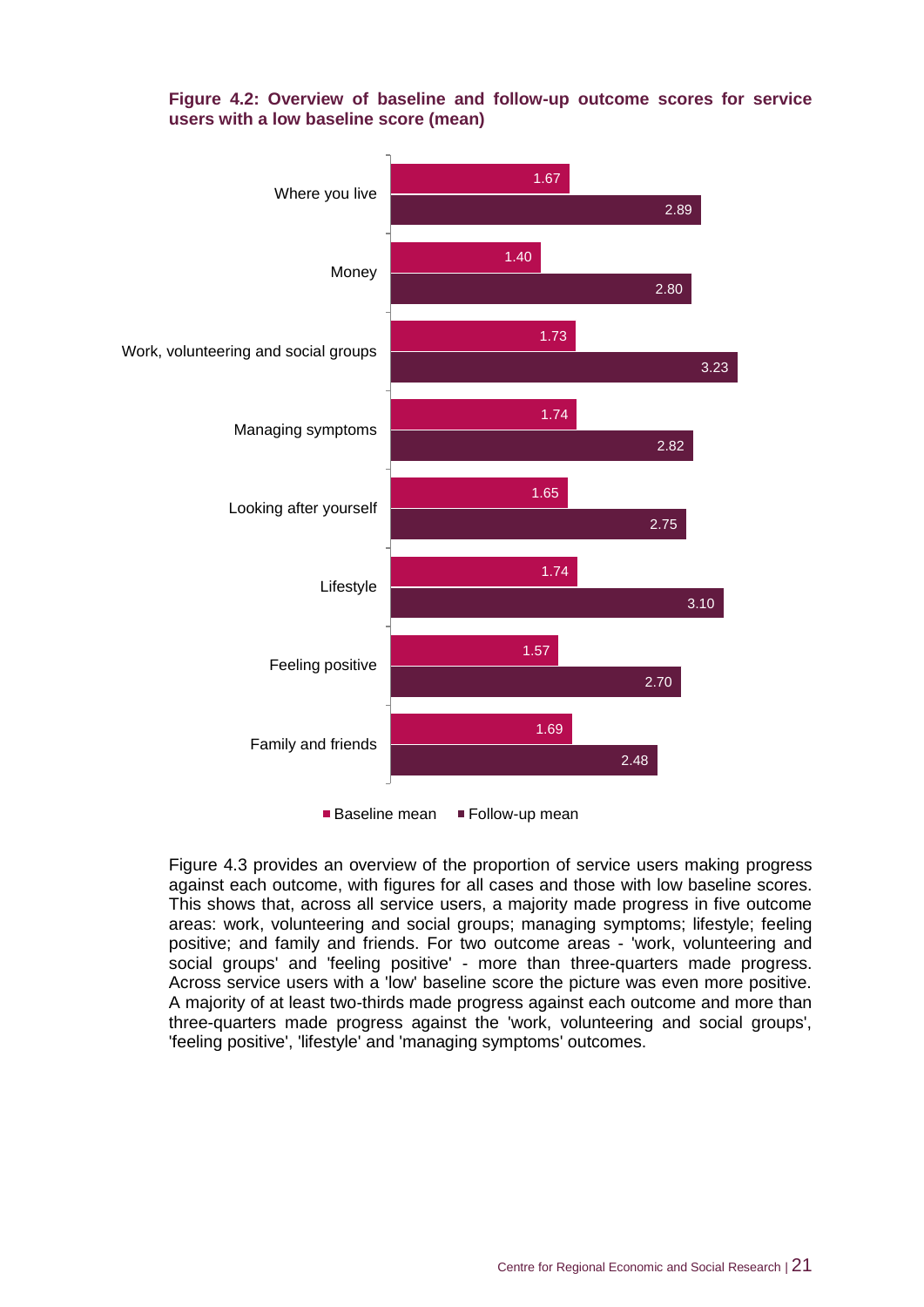**Figure 4.2: Overview of baseline and follow-up outcome scores for service users with a low baseline score (mean)**

| Outcome | Baseline mean | Follow-up mean |
| --- | --- | --- |
| Where you live | 1.67 | 2.89 |
| Money | 1.40 | 2.80 |
| Work, volunteering and social groups | 1.73 | 3.23 |
| Managing symptoms | 1.74 | 2.82 |
| Looking after yourself | 1.65 | 2.75 |
| Lifestyle | 1.74 | 3.10 |
| Feeling positive | 1.57 | 2.70 |
| Family and friends | 1.69 | 2.48 |

Figure 4.3 provides an overview of the proportion of service users making progress against each outcome, with figures for all cases and those with low baseline scores. This shows that, across all service users, a majority made progress in five outcome areas: work, volunteering and social groups; managing symptoms; lifestyle; feeling positive; and family and friends. For two outcome areas - 'work, volunteering and social groups' and 'feeling positive' - more than three-quarters made progress. Across service users with a 'low' baseline score the picture was even more positive. A majority of at least two-thirds made progress against each outcome and more than three-quarters made progress against the 'work, volunteering and social groups', 'feeling positive', 'lifestyle' and 'managing symptoms' outcomes.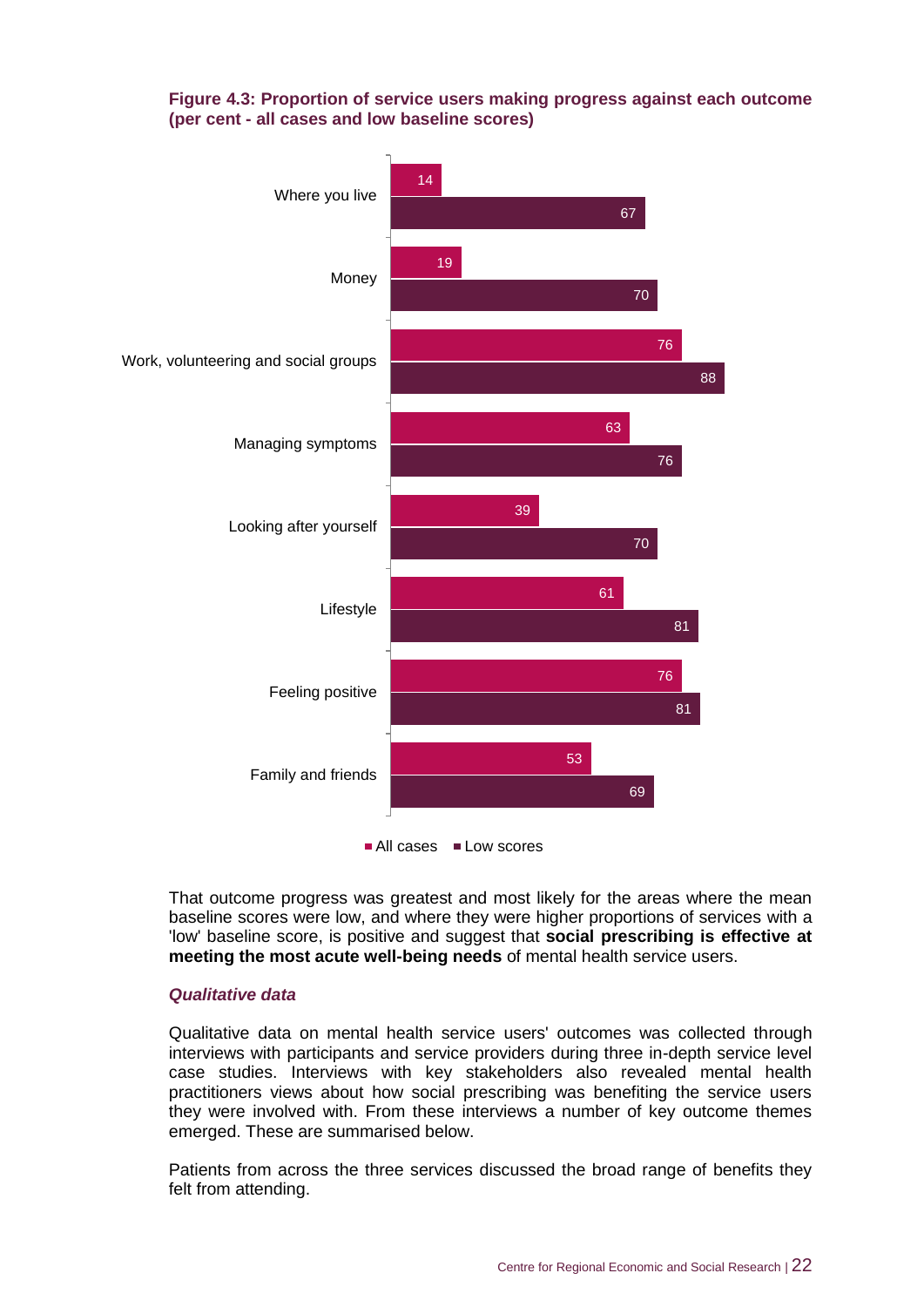**Figure 4.3: Proportion of service users making progress against each outcome (per cent - all cases and low baseline scores)**

| Outcome | All cases | Low scores |
|---|---|---|
| Where you live | 14 | 67 |
| Money | 19 | 70 |
| Work, volunteering and social groups | 76 | 88 |
| Managing symptoms | 63 | 76 |
| Looking after yourself | 39 | 70 |
| Lifestyle | 61 | 81 |
| Feeling positive | 76 | 81 |
| Family and friends | 53 | 69 |

That outcome progress was greatest and most likely for the areas where the mean baseline scores were low, and where they were higher proportions of services with a 'low' baseline score, is positive and suggest that **social prescribing is effective at meeting the most acute well-being needs** of mental health service users.

### *Qualitative data*

Qualitative data on mental health service users' outcomes was collected through interviews with participants and service providers during three in-depth service level case studies. Interviews with key stakeholders also revealed mental health practitioners views about how social prescribing was benefiting the service users they were involved with. From these interviews a number of key outcome themes emerged. These are summarised below.

Patients from across the three services discussed the broad range of benefits they felt from attending.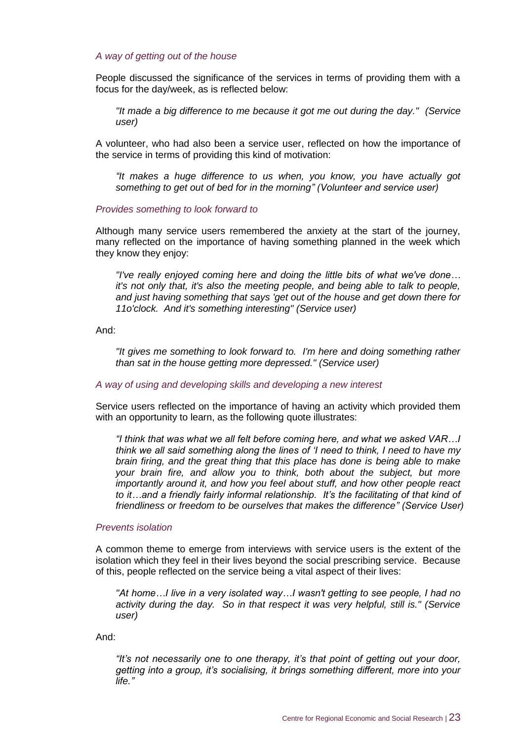*A way of getting out of the house*

People discussed the significance of the services in terms of providing them with a focus for the day/week, as is reflected below:

> *"It made a big difference to me because it got me out during the day." (Service user)*

A volunteer, who had also been a service user, reflected on how the importance of the service in terms of providing this kind of motivation:

> *"It makes a huge difference to us when, you know, you have actually got something to get out of bed for in the morning" (Volunteer and service user)*

*Provides something to look forward to*

Although many service users remembered the anxiety at the start of the journey, many reflected on the importance of having something planned in the week which they know they enjoy:

> *"I've really enjoyed coming here and doing the little bits of what we've done… it's not only that, it's also the meeting people, and being able to talk to people, and just having something that says 'get out of the house and get down there for 11o'clock. And it's something interesting" (Service user)*

And:

> *"It gives me something to look forward to. I'm here and doing something rather than sat in the house getting more depressed." (Service user)*

*A way of using and developing skills and developing a new interest*

Service users reflected on the importance of having an activity which provided them with an opportunity to learn, as the following quote illustrates:

> *"I think that was what we all felt before coming here, and what we asked VAR…I think we all said something along the lines of 'I need to think, I need to have my brain firing, and the great thing that this place has done is being able to make your brain fire, and allow you to think, both about the subject, but more importantly around it, and how you feel about stuff, and how other people react to it…and a friendly fairly informal relationship. It's the facilitating of that kind of friendliness or freedom to be ourselves that makes the difference" (Service User)*

*Prevents isolation*

A common theme to emerge from interviews with service users is the extent of the isolation which they feel in their lives beyond the social prescribing service. Because of this, people reflected on the service being a vital aspect of their lives:

> *"At home…I live in a very isolated way…I wasn't getting to see people, I had no activity during the day. So in that respect it was very helpful, still is." (Service user)*

And:

> *"It's not necessarily one to one therapy, it's that point of getting out your door, getting into a group, it's socialising, it brings something different, more into your life."*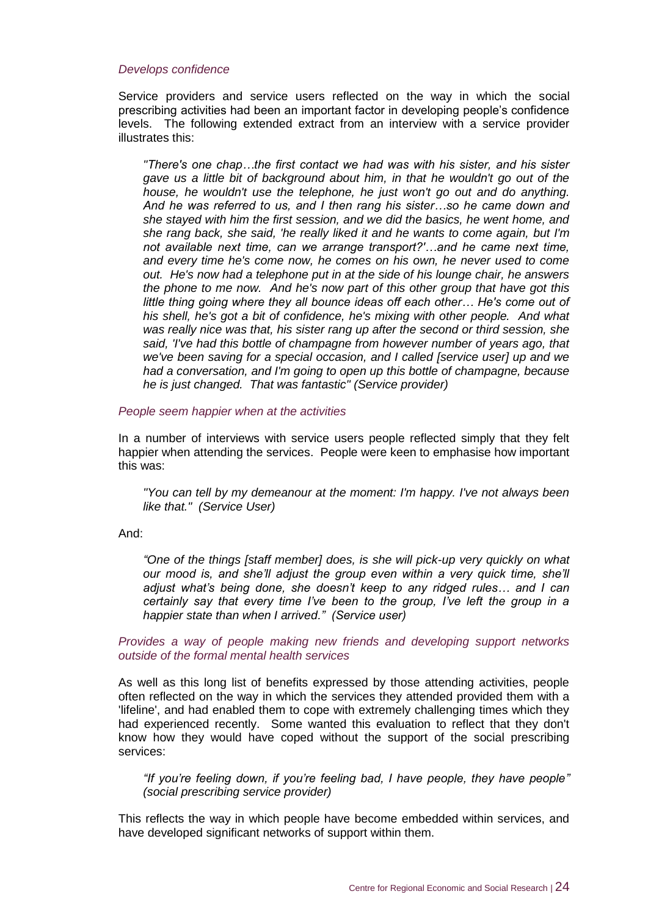*Develops confidence*

Service providers and service users reflected on the way in which the social prescribing activities had been an important factor in developing people's confidence levels. The following extended extract from an interview with a service provider illustrates this:

> *"There's one chap…the first contact we had was with his sister, and his sister gave us a little bit of background about him, in that he wouldn't go out of the house, he wouldn't use the telephone, he just won't go out and do anything. And he was referred to us, and I then rang his sister…so he came down and she stayed with him the first session, and we did the basics, he went home, and she rang back, she said, 'he really liked it and he wants to come again, but I'm not available next time, can we arrange transport?'…and he came next time, and every time he's come now, he comes on his own, he never used to come out. He's now had a telephone put in at the side of his lounge chair, he answers the phone to me now. And he's now part of this other group that have got this little thing going where they all bounce ideas off each other… He's come out of his shell, he's got a bit of confidence, he's mixing with other people. And what was really nice was that, his sister rang up after the second or third session, she said, 'I've had this bottle of champagne from however number of years ago, that we've been saving for a special occasion, and I called [service user] up and we had a conversation, and I'm going to open up this bottle of champagne, because he is just changed. That was fantastic" (Service provider)*

*People seem happier when at the activities*

In a number of interviews with service users people reflected simply that they felt happier when attending the services. People were keen to emphasise how important this was:

> *"You can tell by my demeanour at the moment: I'm happy. I've not always been like that." (Service User)*

And:

> *"One of the things [staff member] does, is she will pick-up very quickly on what our mood is, and she'll adjust the group even within a very quick time, she'll adjust what's being done, she doesn't keep to any ridged rules… and I can certainly say that every time I've been to the group, I've left the group in a happier state than when I arrived." (Service user)*

*Provides a way of people making new friends and developing support networks outside of the formal mental health services*

As well as this long list of benefits expressed by those attending activities, people often reflected on the way in which the services they attended provided them with a 'lifeline', and had enabled them to cope with extremely challenging times which they had experienced recently. Some wanted this evaluation to reflect that they don't know how they would have coped without the support of the social prescribing services:

> *"If you're feeling down, if you're feeling bad, I have people, they have people" (social prescribing service provider)*

This reflects the way in which people have become embedded within services, and have developed significant networks of support within them.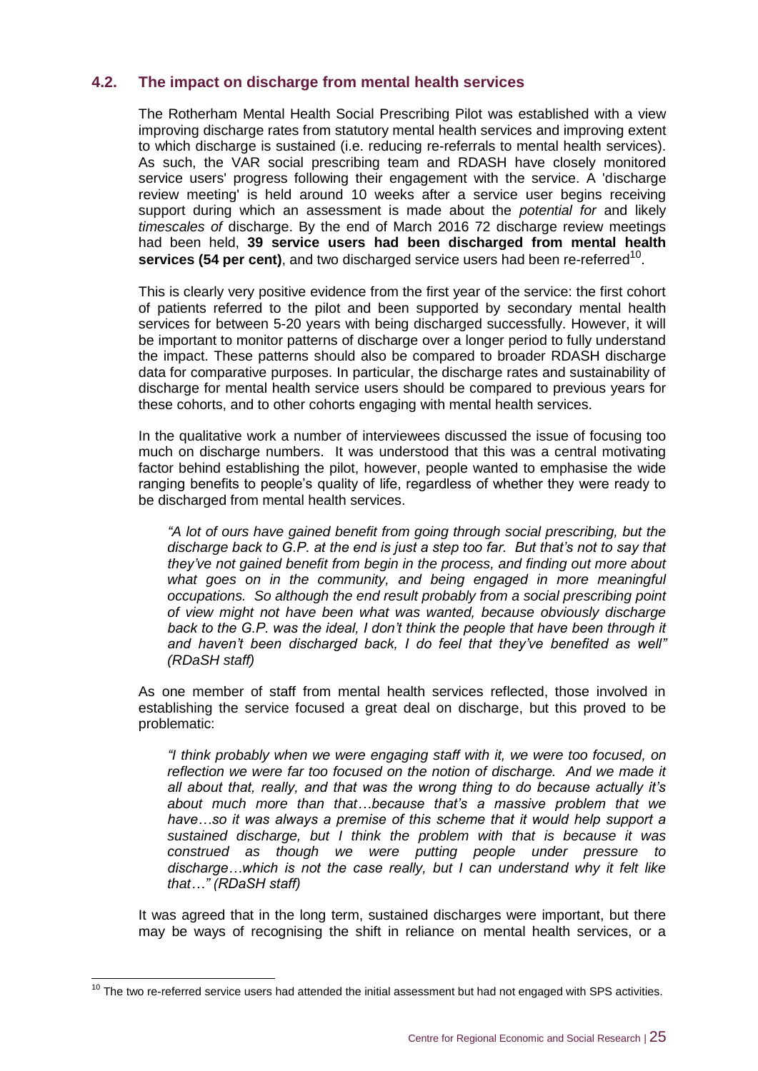### 4.2. The impact on discharge from mental health services

The Rotherham Mental Health Social Prescribing Pilot was established with a view improving discharge rates from statutory mental health services and improving extent to which discharge is sustained (i.e. reducing re-referrals to mental health services). As such, the VAR social prescribing team and RDASH have closely monitored service users' progress following their engagement with the service. A 'discharge review meeting' is held around 10 weeks after a service user begins receiving support during which an assessment is made about the *potential for* and likely *timescales of* discharge. By the end of March 2016 72 discharge review meetings had been held, **39 service users had been discharged from mental health services (54 per cent)**, and two discharged service users had been re-referred[10].

This is clearly very positive evidence from the first year of the service: the first cohort of patients referred to the pilot and been supported by secondary mental health services for between 5-20 years with being discharged successfully. However, it will be important to monitor patterns of discharge over a longer period to fully understand the impact. These patterns should also be compared to broader RDASH discharge data for comparative purposes. In particular, the discharge rates and sustainability of discharge for mental health service users should be compared to previous years for these cohorts, and to other cohorts engaging with mental health services.

In the qualitative work a number of interviewees discussed the issue of focusing too much on discharge numbers. It was understood that this was a central motivating factor behind establishing the pilot, however, people wanted to emphasise the wide ranging benefits to people's quality of life, regardless of whether they were ready to be discharged from mental health services.

> *"A lot of ours have gained benefit from going through social prescribing, but the discharge back to G.P. at the end is just a step too far. But that's not to say that they've not gained benefit from begin in the process, and finding out more about what goes on in the community, and being engaged in more meaningful occupations. So although the end result probably from a social prescribing point of view might not have been what was wanted, because obviously discharge back to the G.P. was the ideal, I don't think the people that have been through it and haven't been discharged back, I do feel that they've benefited as well" (RDaSH staff)*

As one member of staff from mental health services reflected, those involved in establishing the service focused a great deal on discharge, but this proved to be problematic:

> *"I think probably when we were engaging staff with it, we were too focused, on reflection we were far too focused on the notion of discharge. And we made it all about that, really, and that was the wrong thing to do because actually it's about much more than that…because that's a massive problem that we have…so it was always a premise of this scheme that it would help support a sustained discharge, but I think the problem with that is because it was construed as though we were putting people under pressure to discharge…which is not the case really, but I can understand why it felt like that…" (RDaSH staff)*

It was agreed that in the long term, sustained discharges were important, but there may be ways of recognising the shift in reliance on mental health services, or a

---

[10] The two re-referred service users had attended the initial assessment but had not engaged with SPS activities.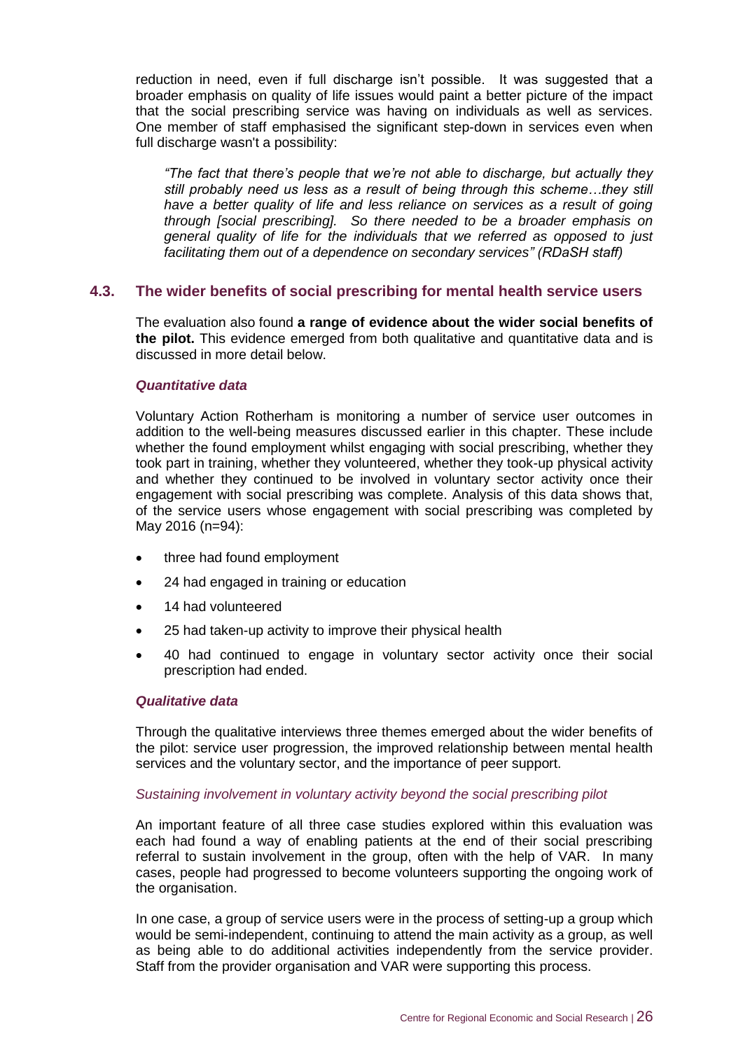reduction in need, even if full discharge isn't possible. It was suggested that a broader emphasis on quality of life issues would paint a better picture of the impact that the social prescribing service was having on individuals as well as services. One member of staff emphasised the significant step-down in services even when full discharge wasn't a possibility:

> *"The fact that there's people that we're not able to discharge, but actually they still probably need us less as a result of being through this scheme…they still have a better quality of life and less reliance on services as a result of going through [social prescribing]. So there needed to be a broader emphasis on general quality of life for the individuals that we referred as opposed to just facilitating them out of a dependence on secondary services" (RDaSH staff)*

## 4.3. The wider benefits of social prescribing for mental health service users

The evaluation also found **a range of evidence about the wider social benefits of the pilot.** This evidence emerged from both qualitative and quantitative data and is discussed in more detail below.

### *Quantitative data*

Voluntary Action Rotherham is monitoring a number of service user outcomes in addition to the well-being measures discussed earlier in this chapter. These include whether the found employment whilst engaging with social prescribing, whether they took part in training, whether they volunteered, whether they took-up physical activity and whether they continued to be involved in voluntary sector activity once their engagement with social prescribing was complete. Analysis of this data shows that, of the service users whose engagement with social prescribing was completed by May 2016 (n=94):

- three had found employment
- 24 had engaged in training or education
- 14 had volunteered
- 25 had taken-up activity to improve their physical health
- 40 had continued to engage in voluntary sector activity once their social prescription had ended.

### *Qualitative data*

Through the qualitative interviews three themes emerged about the wider benefits of the pilot: service user progression, the improved relationship between mental health services and the voluntary sector, and the importance of peer support.

*Sustaining involvement in voluntary activity beyond the social prescribing pilot*

An important feature of all three case studies explored within this evaluation was each had found a way of enabling patients at the end of their social prescribing referral to sustain involvement in the group, often with the help of VAR. In many cases, people had progressed to become volunteers supporting the ongoing work of the organisation.

In one case, a group of service users were in the process of setting-up a group which would be semi-independent, continuing to attend the main activity as a group, as well as being able to do additional activities independently from the service provider. Staff from the provider organisation and VAR were supporting this process.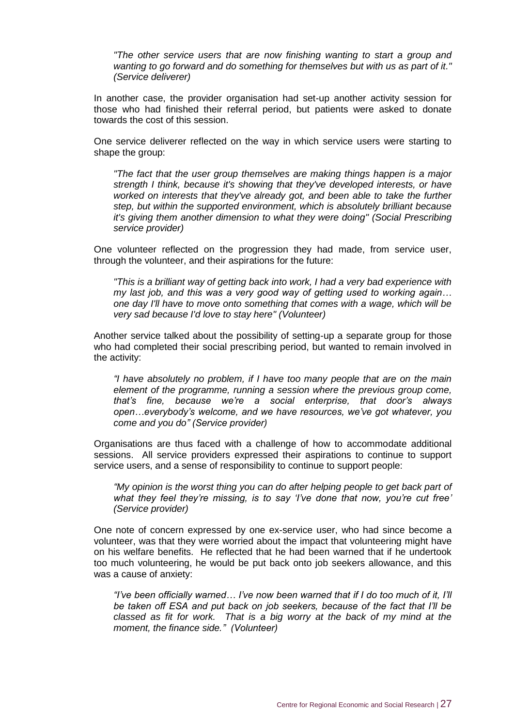> *"The other service users that are now finishing wanting to start a group and wanting to go forward and do something for themselves but with us as part of it." (Service deliverer)*

In another case, the provider organisation had set-up another activity session for those who had finished their referral period, but patients were asked to donate towards the cost of this session.

One service deliverer reflected on the way in which service users were starting to shape the group:

> *"The fact that the user group themselves are making things happen is a major strength I think, because it's showing that they've developed interests, or have worked on interests that they've already got, and been able to take the further step, but within the supported environment, which is absolutely brilliant because it's giving them another dimension to what they were doing" (Social Prescribing service provider)*

One volunteer reflected on the progression they had made, from service user, through the volunteer, and their aspirations for the future:

> *"This is a brilliant way of getting back into work, I had a very bad experience with my last job, and this was a very good way of getting used to working again… one day I'll have to move onto something that comes with a wage, which will be very sad because I'd love to stay here" (Volunteer)*

Another service talked about the possibility of setting-up a separate group for those who had completed their social prescribing period, but wanted to remain involved in the activity:

> *"I have absolutely no problem, if I have too many people that are on the main element of the programme, running a session where the previous group come, that's fine, because we're a social enterprise, that door's always open…everybody's welcome, and we have resources, we've got whatever, you come and you do" (Service provider)*

Organisations are thus faced with a challenge of how to accommodate additional sessions. All service providers expressed their aspirations to continue to support service users, and a sense of responsibility to continue to support people:

> *"My opinion is the worst thing you can do after helping people to get back part of what they feel they're missing, is to say 'I've done that now, you're cut free' (Service provider)*

One note of concern expressed by one ex-service user, who had since become a volunteer, was that they were worried about the impact that volunteering might have on his welfare benefits. He reflected that he had been warned that if he undertook too much volunteering, he would be put back onto job seekers allowance, and this was a cause of anxiety:

> *"I've been officially warned… I've now been warned that if I do too much of it, I'll be taken off ESA and put back on job seekers, because of the fact that I'll be classed as fit for work. That is a big worry at the back of my mind at the moment, the finance side." (Volunteer)*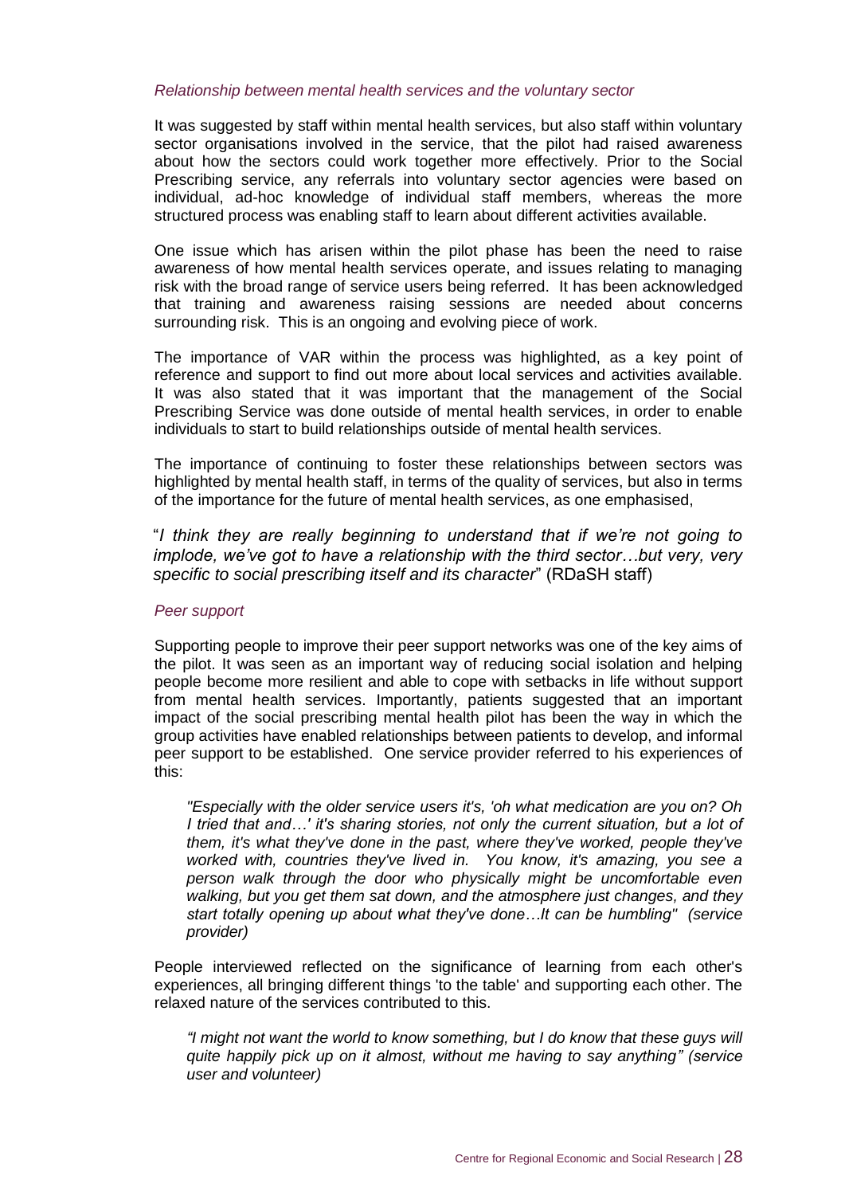*Relationship between mental health services and the voluntary sector*

It was suggested by staff within mental health services, but also staff within voluntary sector organisations involved in the service, that the pilot had raised awareness about how the sectors could work together more effectively. Prior to the Social Prescribing service, any referrals into voluntary sector agencies were based on individual, ad-hoc knowledge of individual staff members, whereas the more structured process was enabling staff to learn about different activities available.

One issue which has arisen within the pilot phase has been the need to raise awareness of how mental health services operate, and issues relating to managing risk with the broad range of service users being referred. It has been acknowledged that training and awareness raising sessions are needed about concerns surrounding risk. This is an ongoing and evolving piece of work.

The importance of VAR within the process was highlighted, as a key point of reference and support to find out more about local services and activities available. It was also stated that it was important that the management of the Social Prescribing Service was done outside of mental health services, in order to enable individuals to start to build relationships outside of mental health services.

The importance of continuing to foster these relationships between sectors was highlighted by mental health staff, in terms of the quality of services, but also in terms of the importance for the future of mental health services, as one emphasised,

> "*I think they are really beginning to understand that if we're not going to implode, we've got to have a relationship with the third sector…but very, very specific to social prescribing itself and its character*" (RDaSH staff)

*Peer support*

Supporting people to improve their peer support networks was one of the key aims of the pilot. It was seen as an important way of reducing social isolation and helping people become more resilient and able to cope with setbacks in life without support from mental health services. Importantly, patients suggested that an important impact of the social prescribing mental health pilot has been the way in which the group activities have enabled relationships between patients to develop, and informal peer support to be established. One service provider referred to his experiences of this:

> *"Especially with the older service users it's, 'oh what medication are you on? Oh I tried that and…' it's sharing stories, not only the current situation, but a lot of them, it's what they've done in the past, where they've worked, people they've worked with, countries they've lived in. You know, it's amazing, you see a person walk through the door who physically might be uncomfortable even walking, but you get them sat down, and the atmosphere just changes, and they start totally opening up about what they've done…It can be humbling" (service provider)*

People interviewed reflected on the significance of learning from each other's experiences, all bringing different things 'to the table' and supporting each other. The relaxed nature of the services contributed to this.

> *"I might not want the world to know something, but I do know that these guys will quite happily pick up on it almost, without me having to say anything" (service user and volunteer)*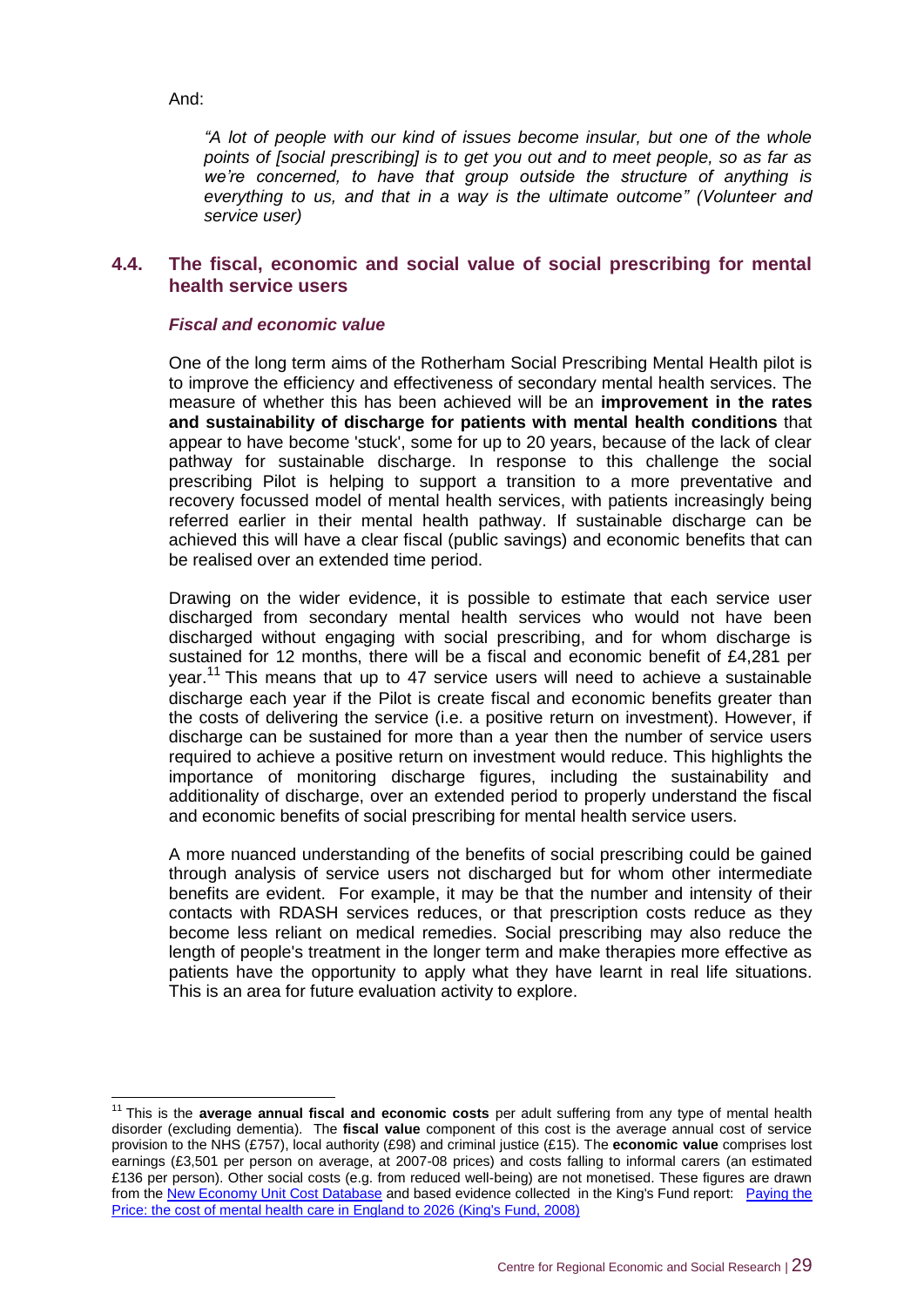And:

*"A lot of people with our kind of issues become insular, but one of the whole points of [social prescribing] is to get you out and to meet people, so as far as we're concerned, to have that group outside the structure of anything is everything to us, and that in a way is the ultimate outcome" (Volunteer and service user)*

## 4.4. The fiscal, economic and social value of social prescribing for mental health service users

### *Fiscal and economic value*

One of the long term aims of the Rotherham Social Prescribing Mental Health pilot is to improve the efficiency and effectiveness of secondary mental health services. The measure of whether this has been achieved will be an **improvement in the rates and sustainability of discharge for patients with mental health conditions** that appear to have become 'stuck', some for up to 20 years, because of the lack of clear pathway for sustainable discharge. In response to this challenge the social prescribing Pilot is helping to support a transition to a more preventative and recovery focussed model of mental health services, with patients increasingly being referred earlier in their mental health pathway. If sustainable discharge can be achieved this will have a clear fiscal (public savings) and economic benefits that can be realised over an extended time period.

Drawing on the wider evidence, it is possible to estimate that each service user discharged from secondary mental health services who would not have been discharged without engaging with social prescribing, and for whom discharge is sustained for 12 months, there will be a fiscal and economic benefit of £4,281 per year.[11] This means that up to 47 service users will need to achieve a sustainable discharge each year if the Pilot is create fiscal and economic benefits greater than the costs of delivering the service (i.e. a positive return on investment). However, if discharge can be sustained for more than a year then the number of service users required to achieve a positive return on investment would reduce. This highlights the importance of monitoring discharge figures, including the sustainability and additionality of discharge, over an extended period to properly understand the fiscal and economic benefits of social prescribing for mental health service users.

A more nuanced understanding of the benefits of social prescribing could be gained through analysis of service users not discharged but for whom other intermediate benefits are evident. For example, it may be that the number and intensity of their contacts with RDASH services reduces, or that prescription costs reduce as they become less reliant on medical remedies. Social prescribing may also reduce the length of people's treatment in the longer term and make therapies more effective as patients have the opportunity to apply what they have learnt in real life situations. This is an area for future evaluation activity to explore.

---

[11] This is the **average annual fiscal and economic costs** per adult suffering from any type of mental health disorder (excluding dementia). The **fiscal value** component of this cost is the average annual cost of service provision to the NHS (£757), local authority (£98) and criminal justice (£15). The **economic value** comprises lost earnings (£3,501 per person on average, at 2007-08 prices) and costs falling to informal carers (an estimated £136 per person). Other social costs (e.g. from reduced well-being) are not monetised. These figures are drawn from the New Economy Unit Cost Database and based evidence collected in the King's Fund report: Paying the Price: the cost of mental health care in England to 2026 (King's Fund, 2008)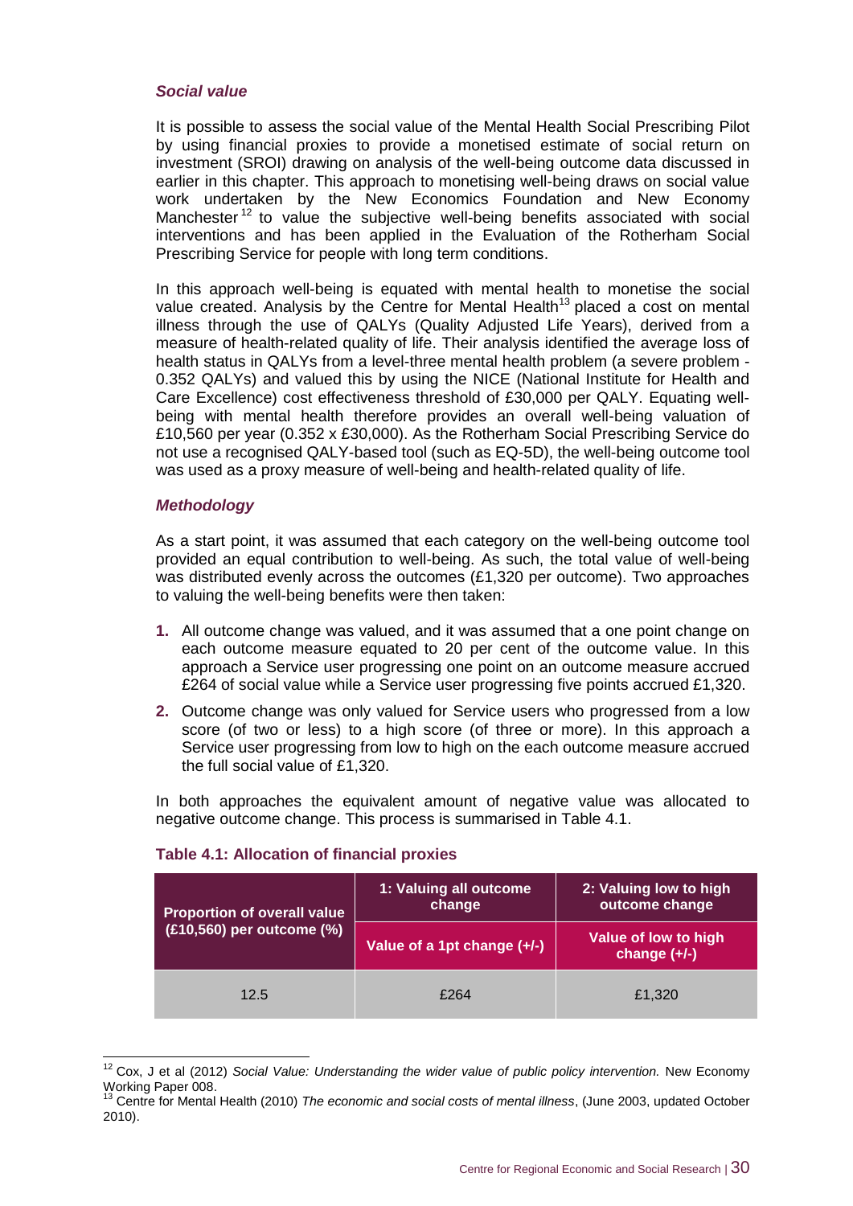### *Social value*

It is possible to assess the social value of the Mental Health Social Prescribing Pilot by using financial proxies to provide a monetised estimate of social return on investment (SROI) drawing on analysis of the well-being outcome data discussed in earlier in this chapter. This approach to monetising well-being draws on social value work undertaken by the New Economics Foundation and New Economy Manchester[12] to value the subjective well-being benefits associated with social interventions and has been applied in the Evaluation of the Rotherham Social Prescribing Service for people with long term conditions.

In this approach well-being is equated with mental health to monetise the social value created. Analysis by the Centre for Mental Health[13] placed a cost on mental illness through the use of QALYs (Quality Adjusted Life Years), derived from a measure of health-related quality of life. Their analysis identified the average loss of health status in QALYs from a level-three mental health problem (a severe problem - 0.352 QALYs) and valued this by using the NICE (National Institute for Health and Care Excellence) cost effectiveness threshold of £30,000 per QALY. Equating well-being with mental health therefore provides an overall well-being valuation of £10,560 per year (0.352 x £30,000). As the Rotherham Social Prescribing Service do not use a recognised QALY-based tool (such as EQ-5D), the well-being outcome tool was used as a proxy measure of well-being and health-related quality of life.

### *Methodology*

As a start point, it was assumed that each category on the well-being outcome tool provided an equal contribution to well-being. As such, the total value of well-being was distributed evenly across the outcomes (£1,320 per outcome). Two approaches to valuing the well-being benefits were then taken:

1. All outcome change was valued, and it was assumed that a one point change on each outcome measure equated to 20 per cent of the outcome value. In this approach a Service user progressing one point on an outcome measure accrued £264 of social value while a Service user progressing five points accrued £1,320.
2. Outcome change was only valued for Service users who progressed from a low score (of two or less) to a high score (of three or more). In this approach a Service user progressing from low to high on the each outcome measure accrued the full social value of £1,320.

In both approaches the equivalent amount of negative value was allocated to negative outcome change. This process is summarised in Table 4.1.

**Table 4.1: Allocation of financial proxies**

| Proportion of overall value (£10,560) per outcome (%) | 1: Valuing all outcome change | 2: Valuing low to high outcome change |
|---|---|---|
| | Value of a 1pt change (+/-) | Value of low to high change (+/-) |
| 12.5 | £264 | £1,320 |

---

[12] Cox, J et al (2012) *Social Value: Understanding the wider value of public policy intervention.* New Economy Working Paper 008.

[13] Centre for Mental Health (2010) *The economic and social costs of mental illness*, (June 2003, updated October 2010).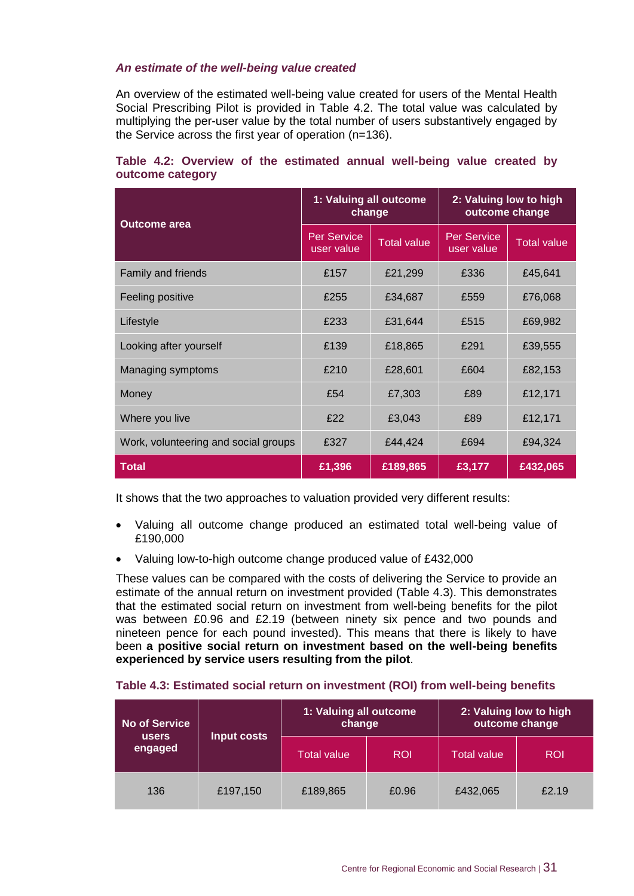*An estimate of the well-being value created*

An overview of the estimated well-being value created for users of the Mental Health Social Prescribing Pilot is provided in Table 4.2. The total value was calculated by multiplying the per-user value by the total number of users substantively engaged by the Service across the first year of operation (n=136).

**Table 4.2: Overview of the estimated annual well-being value created by outcome category**

| Outcome area | 1: Valuing all outcome change | | 2: Valuing low to high outcome change | |
|---|---|---|---|---|
| | Per Service user value | Total value | Per Service user value | Total value |
| Family and friends | £157 | £21,299 | £336 | £45,641 |
| Feeling positive | £255 | £34,687 | £559 | £76,068 |
| Lifestyle | £233 | £31,644 | £515 | £69,982 |
| Looking after yourself | £139 | £18,865 | £291 | £39,555 |
| Managing symptoms | £210 | £28,601 | £604 | £82,153 |
| Money | £54 | £7,303 | £89 | £12,171 |
| Where you live | £22 | £3,043 | £89 | £12,171 |
| Work, volunteering and social groups | £327 | £44,424 | £694 | £94,324 |
| **Total** | **£1,396** | **£189,865** | **£3,177** | **£432,065** |

It shows that the two approaches to valuation provided very different results:

- Valuing all outcome change produced an estimated total well-being value of £190,000
- Valuing low-to-high outcome change produced value of £432,000

These values can be compared with the costs of delivering the Service to provide an estimate of the annual return on investment provided (Table 4.3). This demonstrates that the estimated social return on investment from well-being benefits for the pilot was between £0.96 and £2.19 (between ninety six pence and two pounds and nineteen pence for each pound invested). This means that there is likely to have been **a positive social return on investment based on the well-being benefits experienced by service users resulting from the pilot**.

**Table 4.3: Estimated social return on investment (ROI) from well-being benefits**

| No of Service users engaged | Input costs | 1: Valuing all outcome change | | 2: Valuing low to high outcome change | |
|---|---|---|---|---|---|
| | | Total value | ROI | Total value | ROI |
| 136 | £197,150 | £189,865 | £0.96 | £432,065 | £2.19 |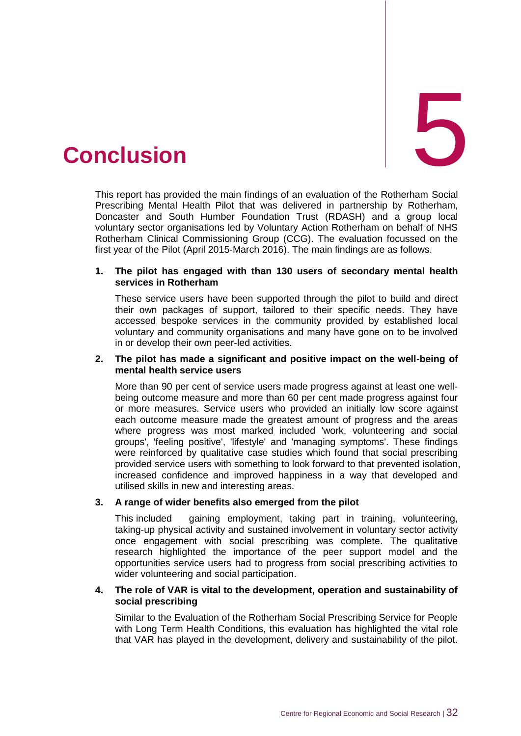# 5 Conclusion

This report has provided the main findings of an evaluation of the Rotherham Social Prescribing Mental Health Pilot that was delivered in partnership by Rotherham, Doncaster and South Humber Foundation Trust (RDASH) and a group local voluntary sector organisations led by Voluntary Action Rotherham on behalf of NHS Rotherham Clinical Commissioning Group (CCG). The evaluation focussed on the first year of the Pilot (April 2015-March 2016). The main findings are as follows.

1. **The pilot has engaged with than 130 users of secondary mental health services in Rotherham**

   These service users have been supported through the pilot to build and direct their own packages of support, tailored to their specific needs. They have accessed bespoke services in the community provided by established local voluntary and community organisations and many have gone on to be involved in or develop their own peer-led activities.

2. **The pilot has made a significant and positive impact on the well-being of mental health service users**

   More than 90 per cent of service users made progress against at least one well-being outcome measure and more than 60 per cent made progress against four or more measures. Service users who provided an initially low score against each outcome measure made the greatest amount of progress and the areas where progress was most marked included 'work, volunteering and social groups', 'feeling positive', 'lifestyle' and 'managing symptoms'. These findings were reinforced by qualitative case studies which found that social prescribing provided service users with something to look forward to that prevented isolation, increased confidence and improved happiness in a way that developed and utilised skills in new and interesting areas.

3. **A range of wider benefits also emerged from the pilot**

   This included gaining employment, taking part in training, volunteering, taking-up physical activity and sustained involvement in voluntary sector activity once engagement with social prescribing was complete. The qualitative research highlighted the importance of the peer support model and the opportunities service users had to progress from social prescribing activities to wider volunteering and social participation.

4. **The role of VAR is vital to the development, operation and sustainability of social prescribing**

   Similar to the Evaluation of the Rotherham Social Prescribing Service for People with Long Term Health Conditions, this evaluation has highlighted the vital role that VAR has played in the development, delivery and sustainability of the pilot.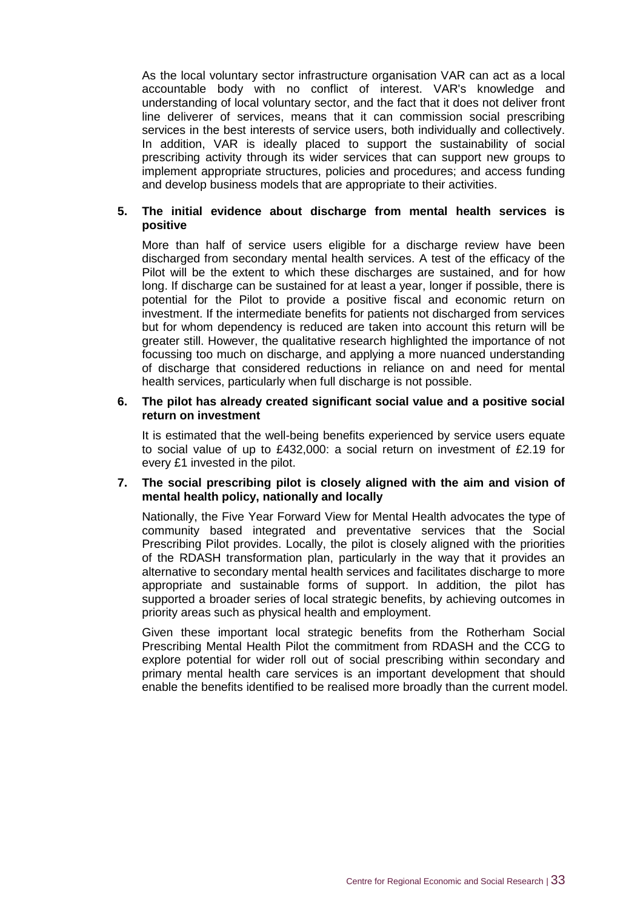As the local voluntary sector infrastructure organisation VAR can act as a local accountable body with no conflict of interest. VAR's knowledge and understanding of local voluntary sector, and the fact that it does not deliver front line deliverer of services, means that it can commission social prescribing services in the best interests of service users, both individually and collectively. In addition, VAR is ideally placed to support the sustainability of social prescribing activity through its wider services that can support new groups to implement appropriate structures, policies and procedures; and access funding and develop business models that are appropriate to their activities.

5. **The initial evidence about discharge from mental health services is positive**

   More than half of service users eligible for a discharge review have been discharged from secondary mental health services. A test of the efficacy of the Pilot will be the extent to which these discharges are sustained, and for how long. If discharge can be sustained for at least a year, longer if possible, there is potential for the Pilot to provide a positive fiscal and economic return on investment. If the intermediate benefits for patients not discharged from services but for whom dependency is reduced are taken into account this return will be greater still. However, the qualitative research highlighted the importance of not focussing too much on discharge, and applying a more nuanced understanding of discharge that considered reductions in reliance on and need for mental health services, particularly when full discharge is not possible.

6. **The pilot has already created significant social value and a positive social return on investment**

   It is estimated that the well-being benefits experienced by service users equate to social value of up to £432,000: a social return on investment of £2.19 for every £1 invested in the pilot.

7. **The social prescribing pilot is closely aligned with the aim and vision of mental health policy, nationally and locally**

   Nationally, the Five Year Forward View for Mental Health advocates the type of community based integrated and preventative services that the Social Prescribing Pilot provides. Locally, the pilot is closely aligned with the priorities of the RDASH transformation plan, particularly in the way that it provides an alternative to secondary mental health services and facilitates discharge to more appropriate and sustainable forms of support. In addition, the pilot has supported a broader series of local strategic benefits, by achieving outcomes in priority areas such as physical health and employment.

   Given these important local strategic benefits from the Rotherham Social Prescribing Mental Health Pilot the commitment from RDASH and the CCG to explore potential for wider roll out of social prescribing within secondary and primary mental health care services is an important development that should enable the benefits identified to be realised more broadly than the current model.